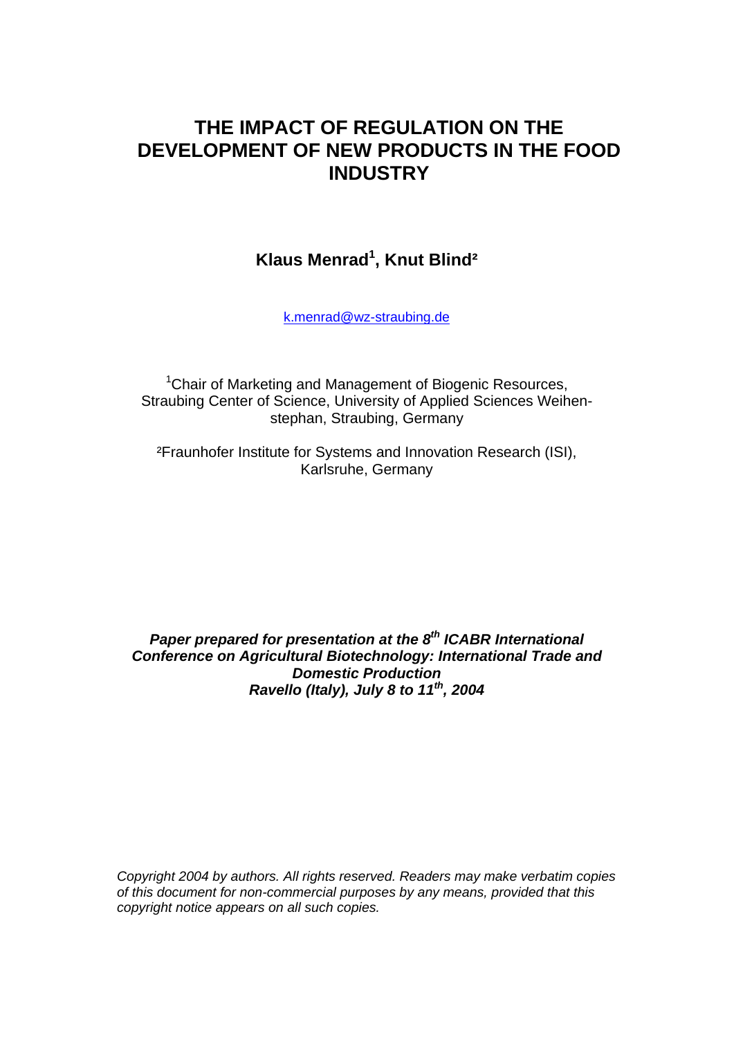# THE IMPACT OF REGULATION ON THE DEVELOPMENT OF NEW PRODUCTS IN THE FOOD INDUSTRY

**Klaus Menrad[1], Knut Blind[2]**

k.menrad@wz-straubing.de

[1]Chair of Marketing and Management of Biogenic Resources, Straubing Center of Science, University of Applied Sciences Weihenstephan, Straubing, Germany

[2]Fraunhofer Institute for Systems and Innovation Research (ISI), Karlsruhe, Germany

***Paper prepared for presentation at the 8th ICABR International Conference on Agricultural Biotechnology: International Trade and Domestic Production***
***Ravello (Italy), July 8 to 11th, 2004***

*Copyright 2004 by authors. All rights reserved. Readers may make verbatim copies of this document for non-commercial purposes by any means, provided that this copyright notice appears on all such copies.*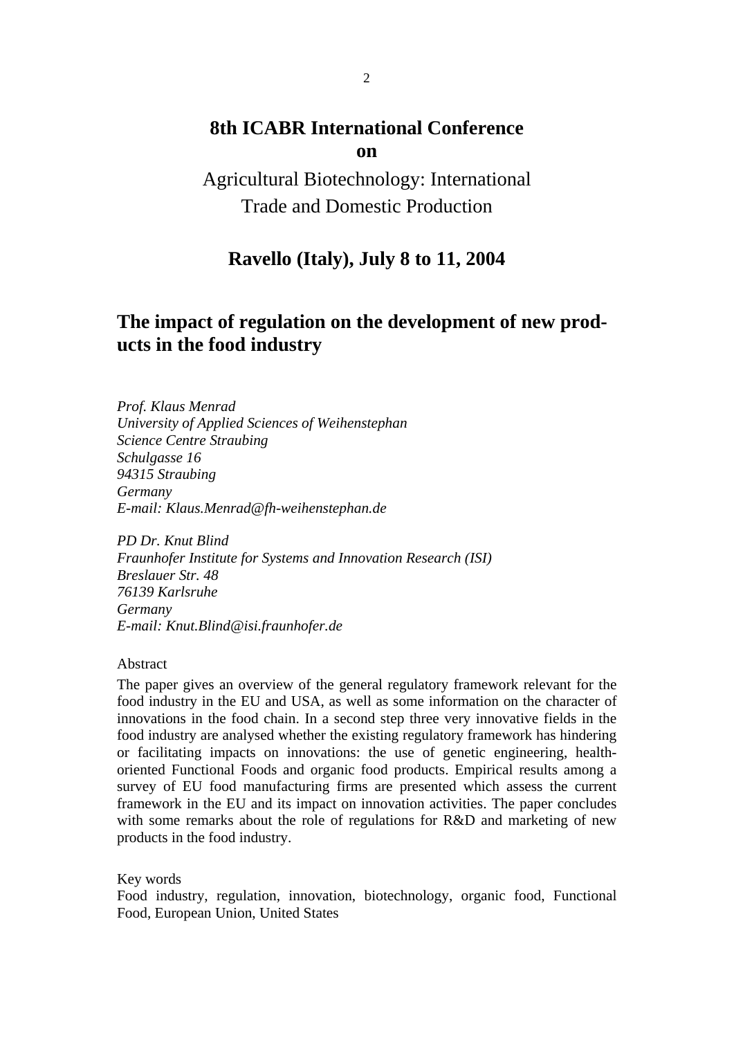# 8th ICABR International Conference on

Agricultural Biotechnology: International Trade and Domestic Production

**Ravello (Italy), July 8 to 11, 2004**

## The impact of regulation on the development of new products in the food industry

*Prof. Klaus Menrad*
*University of Applied Sciences of Weihenstephan*
*Science Centre Straubing*
*Schulgasse 16*
*94315 Straubing*
*Germany*
*E-mail: Klaus.Menrad@fh-weihenstephan.de*

*PD Dr. Knut Blind*
*Fraunhofer Institute for Systems and Innovation Research (ISI)*
*Breslauer Str. 48*
*76139 Karlsruhe*
*Germany*
*E-mail: Knut.Blind@isi.fraunhofer.de*

Abstract

The paper gives an overview of the general regulatory framework relevant for the food industry in the EU and USA, as well as some information on the character of innovations in the food chain. In a second step three very innovative fields in the food industry are analysed whether the existing regulatory framework has hindering or facilitating impacts on innovations: the use of genetic engineering, health-oriented Functional Foods and organic food products. Empirical results among a survey of EU food manufacturing firms are presented which assess the current framework in the EU and its impact on innovation activities. The paper concludes with some remarks about the role of regulations for R&D and marketing of new products in the food industry.

Key words

Food industry, regulation, innovation, biotechnology, organic food, Functional Food, European Union, United States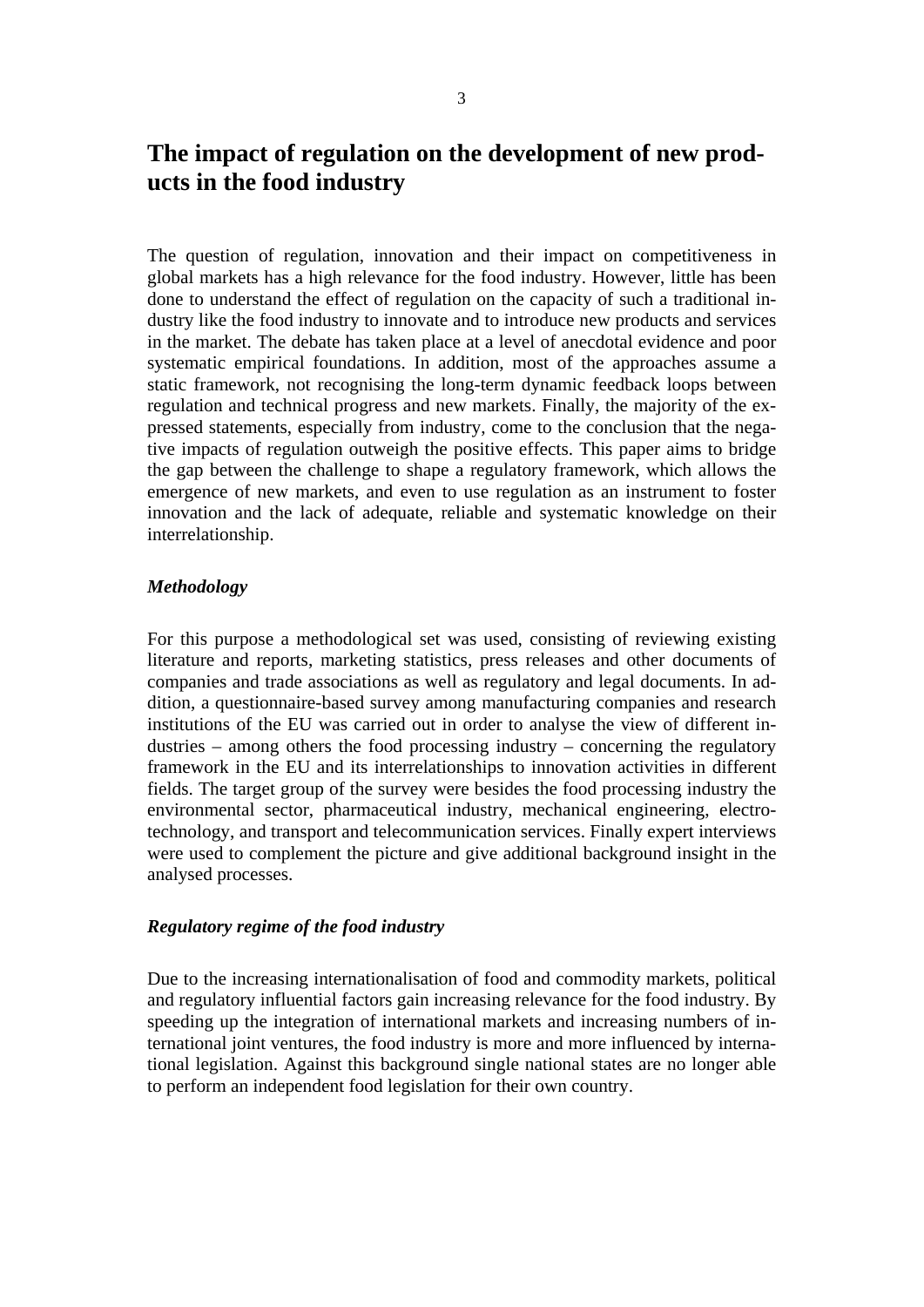# The impact of regulation on the development of new products in the food industry

The question of regulation, innovation and their impact on competitiveness in global markets has a high relevance for the food industry. However, little has been done to understand the effect of regulation on the capacity of such a traditional industry like the food industry to innovate and to introduce new products and services in the market. The debate has taken place at a level of anecdotal evidence and poor systematic empirical foundations. In addition, most of the approaches assume a static framework, not recognising the long-term dynamic feedback loops between regulation and technical progress and new markets. Finally, the majority of the expressed statements, especially from industry, come to the conclusion that the negative impacts of regulation outweigh the positive effects. This paper aims to bridge the gap between the challenge to shape a regulatory framework, which allows the emergence of new markets, and even to use regulation as an instrument to foster innovation and the lack of adequate, reliable and systematic knowledge on their interrelationship.

### *Methodology*

For this purpose a methodological set was used, consisting of reviewing existing literature and reports, marketing statistics, press releases and other documents of companies and trade associations as well as regulatory and legal documents. In addition, a questionnaire-based survey among manufacturing companies and research institutions of the EU was carried out in order to analyse the view of different industries – among others the food processing industry – concerning the regulatory framework in the EU and its interrelationships to innovation activities in different fields. The target group of the survey were besides the food processing industry the environmental sector, pharmaceutical industry, mechanical engineering, electrotechnology, and transport and telecommunication services. Finally expert interviews were used to complement the picture and give additional background insight in the analysed processes.

### *Regulatory regime of the food industry*

Due to the increasing internationalisation of food and commodity markets, political and regulatory influential factors gain increasing relevance for the food industry. By speeding up the integration of international markets and increasing numbers of international joint ventures, the food industry is more and more influenced by international legislation. Against this background single national states are no longer able to perform an independent food legislation for their own country.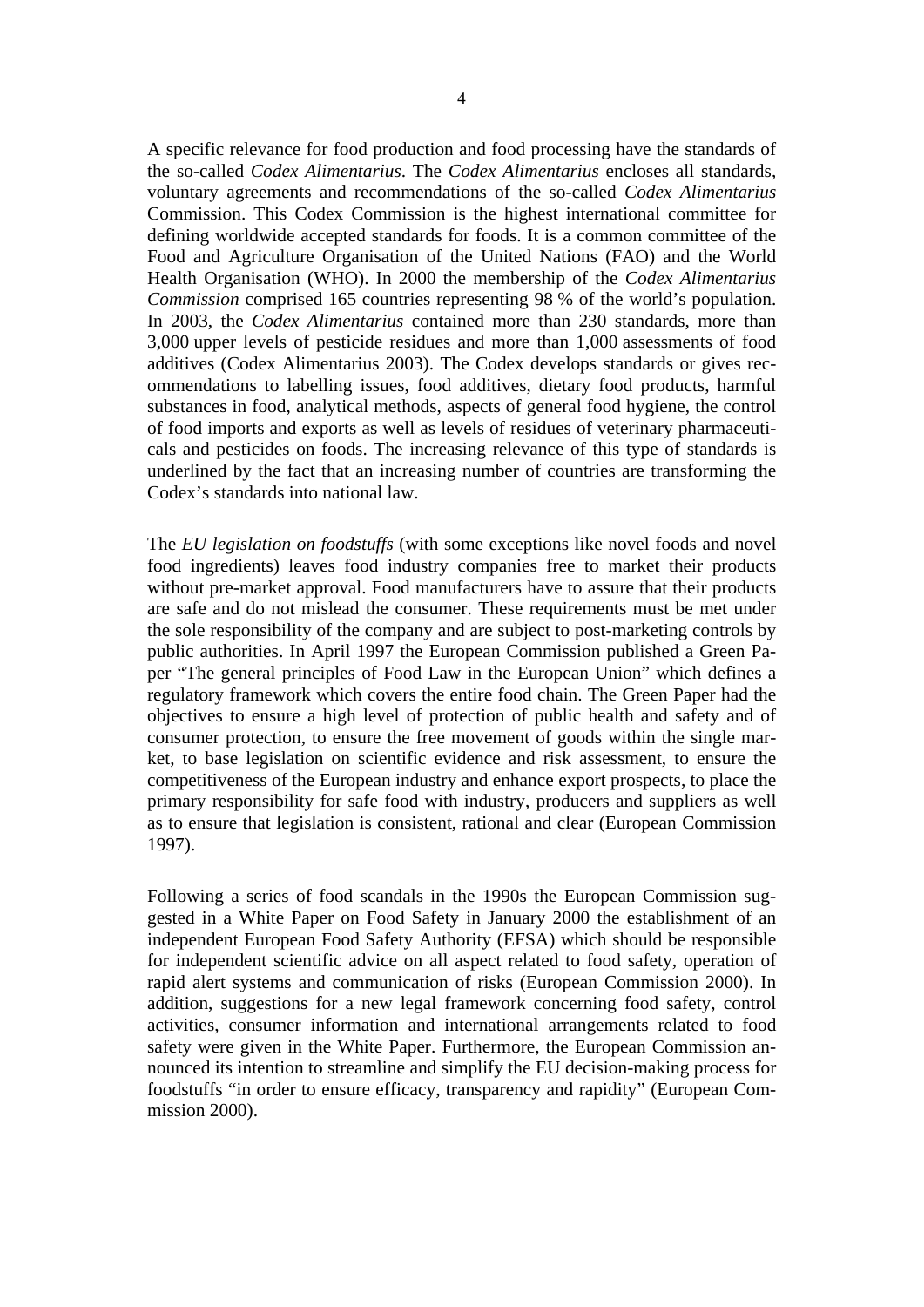A specific relevance for food production and food processing have the standards of the so-called *Codex Alimentarius*. The *Codex Alimentarius* encloses all standards, voluntary agreements and recommendations of the so-called *Codex Alimentarius* Commission. This Codex Commission is the highest international committee for defining worldwide accepted standards for foods. It is a common committee of the Food and Agriculture Organisation of the United Nations (FAO) and the World Health Organisation (WHO). In 2000 the membership of the *Codex Alimentarius Commission* comprised 165 countries representing 98 % of the world's population. In 2003, the *Codex Alimentarius* contained more than 230 standards, more than 3,000 upper levels of pesticide residues and more than 1,000 assessments of food additives (Codex Alimentarius 2003). The Codex develops standards or gives recommendations to labelling issues, food additives, dietary food products, harmful substances in food, analytical methods, aspects of general food hygiene, the control of food imports and exports as well as levels of residues of veterinary pharmaceuticals and pesticides on foods. The increasing relevance of this type of standards is underlined by the fact that an increasing number of countries are transforming the Codex's standards into national law.

The *EU legislation on foodstuffs* (with some exceptions like novel foods and novel food ingredients) leaves food industry companies free to market their products without pre-market approval. Food manufacturers have to assure that their products are safe and do not mislead the consumer. These requirements must be met under the sole responsibility of the company and are subject to post-marketing controls by public authorities. In April 1997 the European Commission published a Green Paper "The general principles of Food Law in the European Union" which defines a regulatory framework which covers the entire food chain. The Green Paper had the objectives to ensure a high level of protection of public health and safety and of consumer protection, to ensure the free movement of goods within the single market, to base legislation on scientific evidence and risk assessment, to ensure the competitiveness of the European industry and enhance export prospects, to place the primary responsibility for safe food with industry, producers and suppliers as well as to ensure that legislation is consistent, rational and clear (European Commission 1997).

Following a series of food scandals in the 1990s the European Commission suggested in a White Paper on Food Safety in January 2000 the establishment of an independent European Food Safety Authority (EFSA) which should be responsible for independent scientific advice on all aspect related to food safety, operation of rapid alert systems and communication of risks (European Commission 2000). In addition, suggestions for a new legal framework concerning food safety, control activities, consumer information and international arrangements related to food safety were given in the White Paper. Furthermore, the European Commission announced its intention to streamline and simplify the EU decision-making process for foodstuffs "in order to ensure efficacy, transparency and rapidity" (European Commission 2000).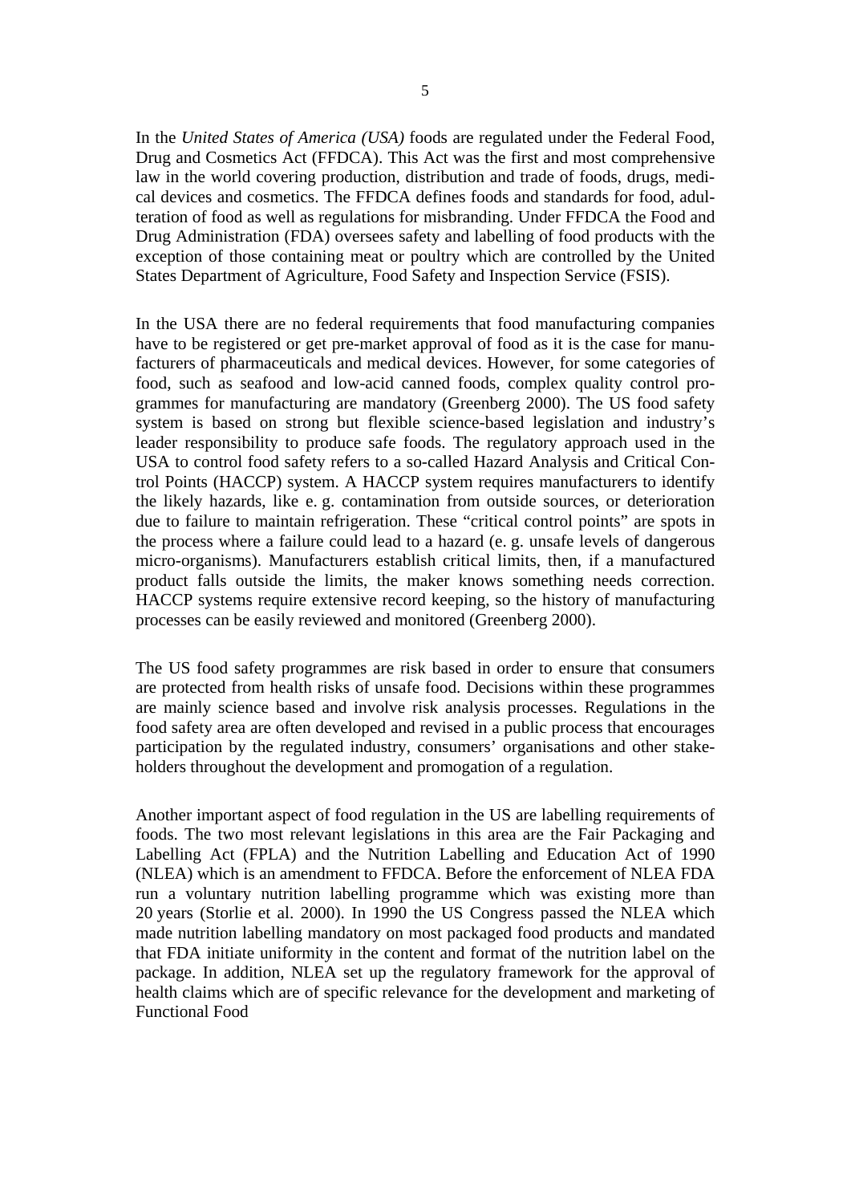In the *United States of America (USA)* foods are regulated under the Federal Food, Drug and Cosmetics Act (FFDCA). This Act was the first and most comprehensive law in the world covering production, distribution and trade of foods, drugs, medical devices and cosmetics. The FFDCA defines foods and standards for food, adulteration of food as well as regulations for misbranding. Under FFDCA the Food and Drug Administration (FDA) oversees safety and labelling of food products with the exception of those containing meat or poultry which are controlled by the United States Department of Agriculture, Food Safety and Inspection Service (FSIS).

In the USA there are no federal requirements that food manufacturing companies have to be registered or get pre-market approval of food as it is the case for manufacturers of pharmaceuticals and medical devices. However, for some categories of food, such as seafood and low-acid canned foods, complex quality control programmes for manufacturing are mandatory (Greenberg 2000). The US food safety system is based on strong but flexible science-based legislation and industry's leader responsibility to produce safe foods. The regulatory approach used in the USA to control food safety refers to a so-called Hazard Analysis and Critical Control Points (HACCP) system. A HACCP system requires manufacturers to identify the likely hazards, like e. g. contamination from outside sources, or deterioration due to failure to maintain refrigeration. These "critical control points" are spots in the process where a failure could lead to a hazard (e. g. unsafe levels of dangerous micro-organisms). Manufacturers establish critical limits, then, if a manufactured product falls outside the limits, the maker knows something needs correction. HACCP systems require extensive record keeping, so the history of manufacturing processes can be easily reviewed and monitored (Greenberg 2000).

The US food safety programmes are risk based in order to ensure that consumers are protected from health risks of unsafe food. Decisions within these programmes are mainly science based and involve risk analysis processes. Regulations in the food safety area are often developed and revised in a public process that encourages participation by the regulated industry, consumers' organisations and other stakeholders throughout the development and promogation of a regulation.

Another important aspect of food regulation in the US are labelling requirements of foods. The two most relevant legislations in this area are the Fair Packaging and Labelling Act (FPLA) and the Nutrition Labelling and Education Act of 1990 (NLEA) which is an amendment to FFDCA. Before the enforcement of NLEA FDA run a voluntary nutrition labelling programme which was existing more than 20 years (Storlie et al. 2000). In 1990 the US Congress passed the NLEA which made nutrition labelling mandatory on most packaged food products and mandated that FDA initiate uniformity in the content and format of the nutrition label on the package. In addition, NLEA set up the regulatory framework for the approval of health claims which are of specific relevance for the development and marketing of Functional Food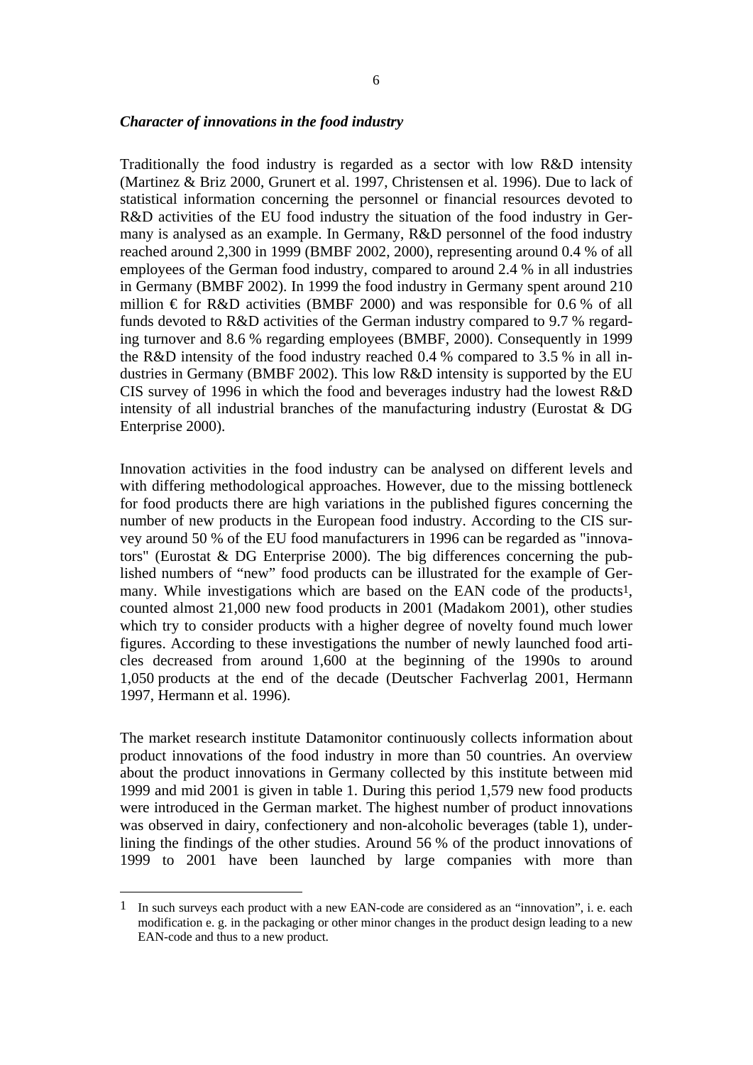*Character of innovations in the food industry*

Traditionally the food industry is regarded as a sector with low R&D intensity (Martinez & Briz 2000, Grunert et al. 1997, Christensen et al. 1996). Due to lack of statistical information concerning the personnel or financial resources devoted to R&D activities of the EU food industry the situation of the food industry in Germany is analysed as an example. In Germany, R&D personnel of the food industry reached around 2,300 in 1999 (BMBF 2002, 2000), representing around 0.4 % of all employees of the German food industry, compared to around 2.4 % in all industries in Germany (BMBF 2002). In 1999 the food industry in Germany spent around 210 million € for R&D activities (BMBF 2000) and was responsible for 0.6 % of all funds devoted to R&D activities of the German industry compared to 9.7 % regarding turnover and 8.6 % regarding employees (BMBF, 2000). Consequently in 1999 the R&D intensity of the food industry reached 0.4 % compared to 3.5 % in all industries in Germany (BMBF 2002). This low R&D intensity is supported by the EU CIS survey of 1996 in which the food and beverages industry had the lowest R&D intensity of all industrial branches of the manufacturing industry (Eurostat & DG Enterprise 2000).

Innovation activities in the food industry can be analysed on different levels and with differing methodological approaches. However, due to the missing bottleneck for food products there are high variations in the published figures concerning the number of new products in the European food industry. According to the CIS survey around 50 % of the EU food manufacturers in 1996 can be regarded as "innovators" (Eurostat & DG Enterprise 2000). The big differences concerning the published numbers of "new" food products can be illustrated for the example of Germany. While investigations which are based on the EAN code of the products[1], counted almost 21,000 new food products in 2001 (Madakom 2001), other studies which try to consider products with a higher degree of novelty found much lower figures. According to these investigations the number of newly launched food articles decreased from around 1,600 at the beginning of the 1990s to around 1,050 products at the end of the decade (Deutscher Fachverlag 2001, Hermann 1997, Hermann et al. 1996).

The market research institute Datamonitor continuously collects information about product innovations of the food industry in more than 50 countries. An overview about the product innovations in Germany collected by this institute between mid 1999 and mid 2001 is given in table 1. During this period 1,579 new food products were introduced in the German market. The highest number of product innovations was observed in dairy, confectionery and non-alcoholic beverages (table 1), underlining the findings of the other studies. Around 56 % of the product innovations of 1999 to 2001 have been launched by large companies with more than

---

[1] In such surveys each product with a new EAN-code are considered as an "innovation", i. e. each modification e. g. in the packaging or other minor changes in the product design leading to a new EAN-code and thus to a new product.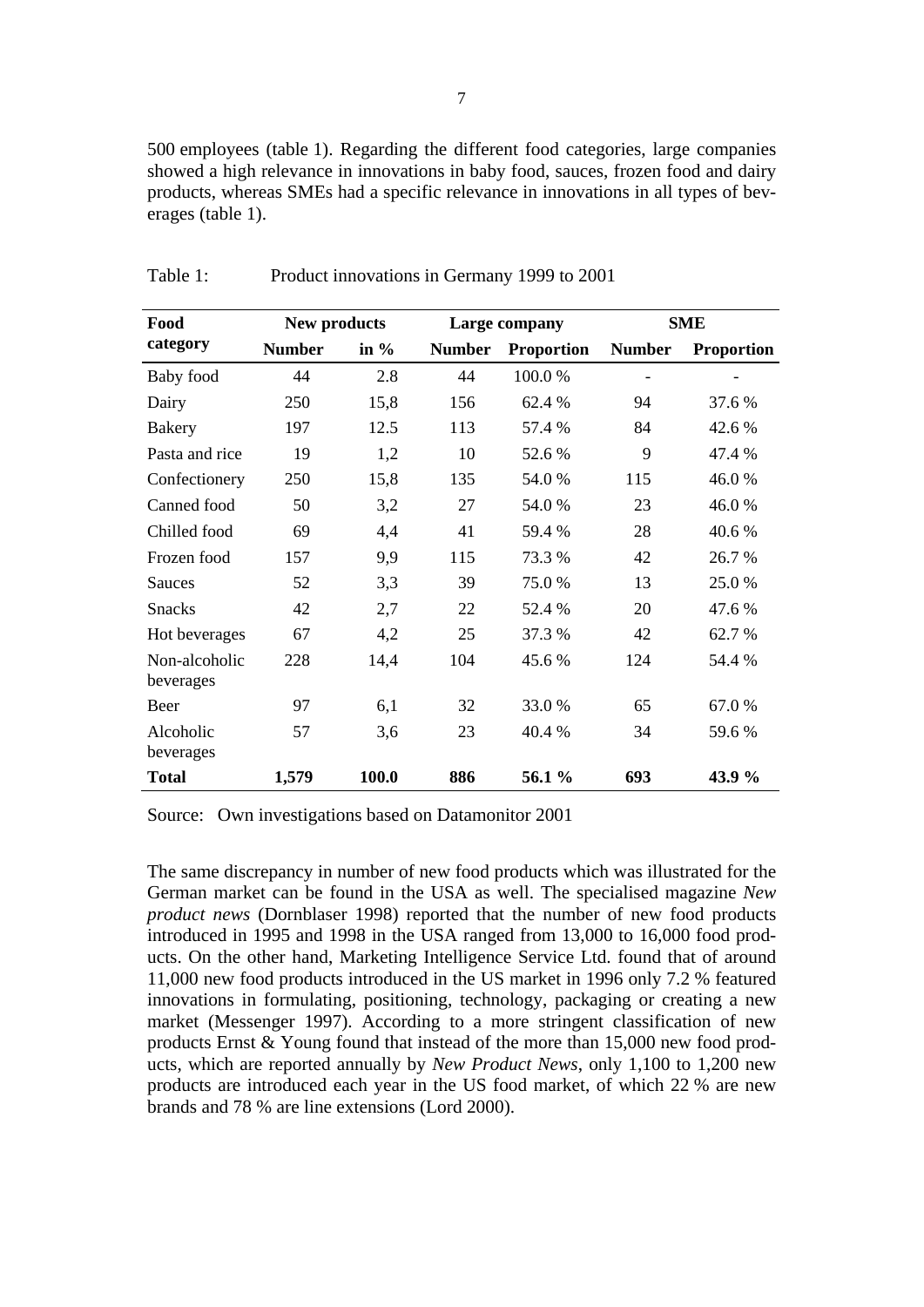500 employees (table 1). Regarding the different food categories, large companies showed a high relevance in innovations in baby food, sauces, frozen food and dairy products, whereas SMEs had a specific relevance in innovations in all types of beverages (table 1).

Table 1: Product innovations in Germany 1999 to 2001

| Food category | New products | | Large company | | SME | |
|---|---|---|---|---|---|---|
| | **Number** | **in %** | **Number** | **Proportion** | **Number** | **Proportion** |
| Baby food | 44 | 2.8 | 44 | 100.0 % | - | - |
| Dairy | 250 | 15,8 | 156 | 62.4 % | 94 | 37.6 % |
| Bakery | 197 | 12.5 | 113 | 57.4 % | 84 | 42.6 % |
| Pasta and rice | 19 | 1,2 | 10 | 52.6 % | 9 | 47.4 % |
| Confectionery | 250 | 15,8 | 135 | 54.0 % | 115 | 46.0 % |
| Canned food | 50 | 3,2 | 27 | 54.0 % | 23 | 46.0 % |
| Chilled food | 69 | 4,4 | 41 | 59.4 % | 28 | 40.6 % |
| Frozen food | 157 | 9,9 | 115 | 73.3 % | 42 | 26.7 % |
| Sauces | 52 | 3,3 | 39 | 75.0 % | 13 | 25.0 % |
| Snacks | 42 | 2,7 | 22 | 52.4 % | 20 | 47.6 % |
| Hot beverages | 67 | 4,2 | 25 | 37.3 % | 42 | 62.7 % |
| Non-alcoholic beverages | 228 | 14,4 | 104 | 45.6 % | 124 | 54.4 % |
| Beer | 97 | 6,1 | 32 | 33.0 % | 65 | 67.0 % |
| Alcoholic beverages | 57 | 3,6 | 23 | 40.4 % | 34 | 59.6 % |
| **Total** | **1,579** | **100.0** | **886** | **56.1 %** | **693** | **43.9 %** |

Source: Own investigations based on Datamonitor 2001

The same discrepancy in number of new food products which was illustrated for the German market can be found in the USA as well. The specialised magazine *New product news* (Dornblaser 1998) reported that the number of new food products introduced in 1995 and 1998 in the USA ranged from 13,000 to 16,000 food products. On the other hand, Marketing Intelligence Service Ltd. found that of around 11,000 new food products introduced in the US market in 1996 only 7.2 % featured innovations in formulating, positioning, technology, packaging or creating a new market (Messenger 1997). According to a more stringent classification of new products Ernst & Young found that instead of the more than 15,000 new food products, which are reported annually by *New Product News*, only 1,100 to 1,200 new products are introduced each year in the US food market, of which 22 % are new brands and 78 % are line extensions (Lord 2000).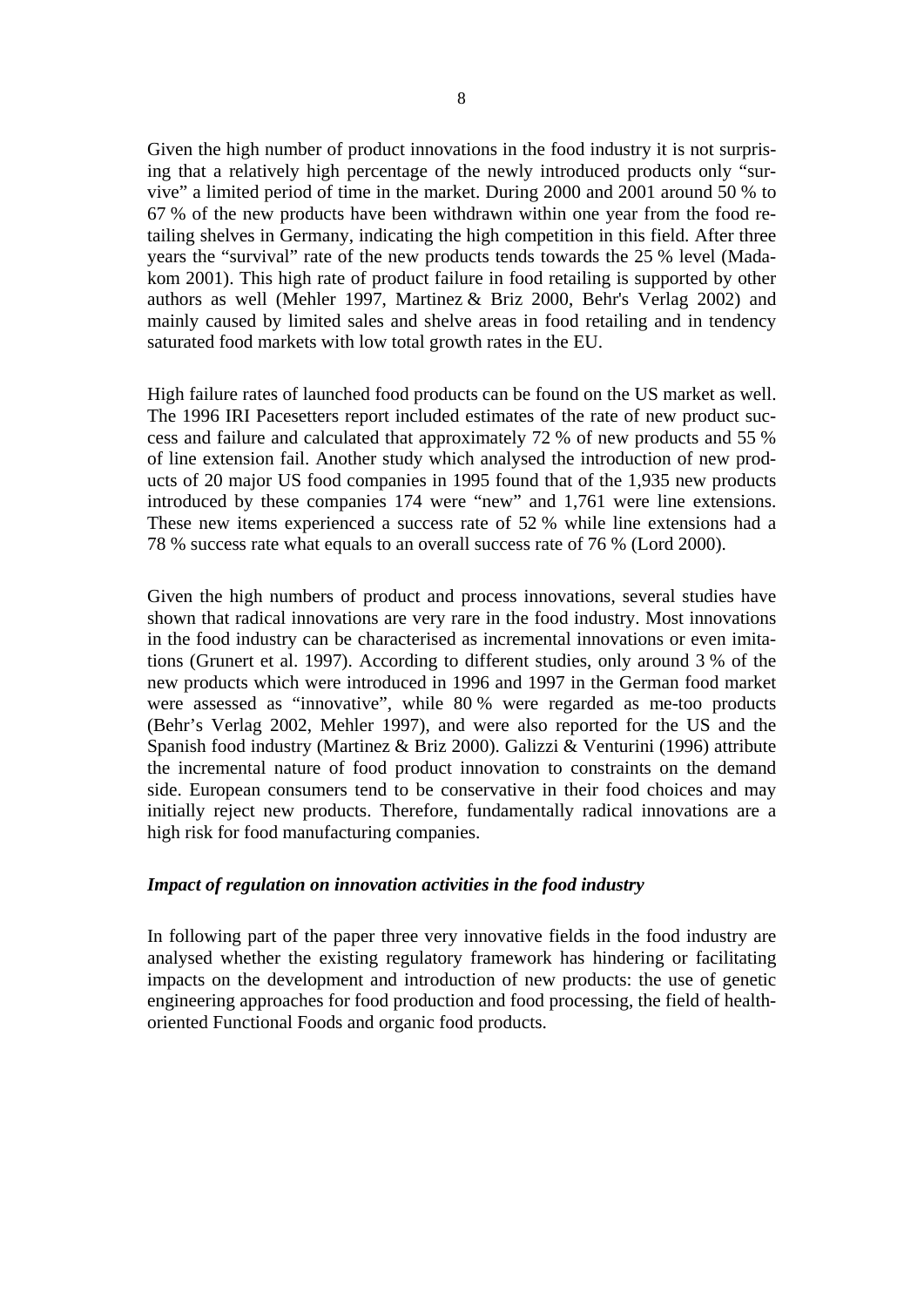Given the high number of product innovations in the food industry it is not surprising that a relatively high percentage of the newly introduced products only "survive" a limited period of time in the market. During 2000 and 2001 around 50 % to 67 % of the new products have been withdrawn within one year from the food retailing shelves in Germany, indicating the high competition in this field. After three years the "survival" rate of the new products tends towards the 25 % level (Madakom 2001). This high rate of product failure in food retailing is supported by other authors as well (Mehler 1997, Martinez & Briz 2000, Behr's Verlag 2002) and mainly caused by limited sales and shelve areas in food retailing and in tendency saturated food markets with low total growth rates in the EU.

High failure rates of launched food products can be found on the US market as well. The 1996 IRI Pacesetters report included estimates of the rate of new product success and failure and calculated that approximately 72 % of new products and 55 % of line extension fail. Another study which analysed the introduction of new products of 20 major US food companies in 1995 found that of the 1,935 new products introduced by these companies 174 were "new" and 1,761 were line extensions. These new items experienced a success rate of 52 % while line extensions had a 78 % success rate what equals to an overall success rate of 76 % (Lord 2000).

Given the high numbers of product and process innovations, several studies have shown that radical innovations are very rare in the food industry. Most innovations in the food industry can be characterised as incremental innovations or even imitations (Grunert et al. 1997). According to different studies, only around 3 % of the new products which were introduced in 1996 and 1997 in the German food market were assessed as "innovative", while 80 % were regarded as me-too products (Behr's Verlag 2002, Mehler 1997), and were also reported for the US and the Spanish food industry (Martinez & Briz 2000). Galizzi & Venturini (1996) attribute the incremental nature of food product innovation to constraints on the demand side. European consumers tend to be conservative in their food choices and may initially reject new products. Therefore, fundamentally radical innovations are a high risk for food manufacturing companies.

***Impact of regulation on innovation activities in the food industry***

In following part of the paper three very innovative fields in the food industry are analysed whether the existing regulatory framework has hindering or facilitating impacts on the development and introduction of new products: the use of genetic engineering approaches for food production and food processing, the field of health-oriented Functional Foods and organic food products.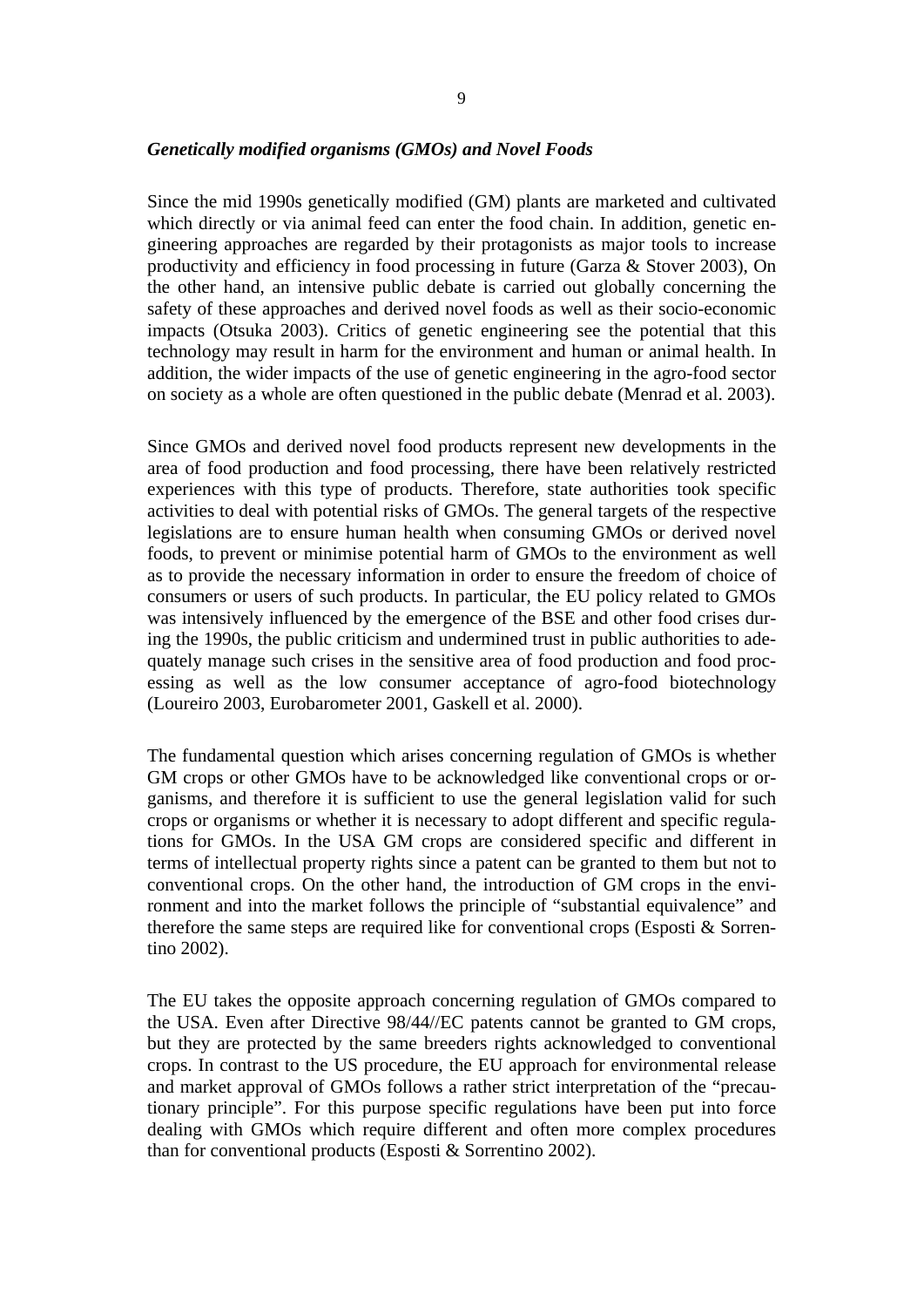### *Genetically modified organisms (GMOs) and Novel Foods*

Since the mid 1990s genetically modified (GM) plants are marketed and cultivated which directly or via animal feed can enter the food chain. In addition, genetic engineering approaches are regarded by their protagonists as major tools to increase productivity and efficiency in food processing in future (Garza & Stover 2003), On the other hand, an intensive public debate is carried out globally concerning the safety of these approaches and derived novel foods as well as their socio-economic impacts (Otsuka 2003). Critics of genetic engineering see the potential that this technology may result in harm for the environment and human or animal health. In addition, the wider impacts of the use of genetic engineering in the agro-food sector on society as a whole are often questioned in the public debate (Menrad et al. 2003).

Since GMOs and derived novel food products represent new developments in the area of food production and food processing, there have been relatively restricted experiences with this type of products. Therefore, state authorities took specific activities to deal with potential risks of GMOs. The general targets of the respective legislations are to ensure human health when consuming GMOs or derived novel foods, to prevent or minimise potential harm of GMOs to the environment as well as to provide the necessary information in order to ensure the freedom of choice of consumers or users of such products. In particular, the EU policy related to GMOs was intensively influenced by the emergence of the BSE and other food crises during the 1990s, the public criticism and undermined trust in public authorities to adequately manage such crises in the sensitive area of food production and food processing as well as the low consumer acceptance of agro-food biotechnology (Loureiro 2003, Eurobarometer 2001, Gaskell et al. 2000).

The fundamental question which arises concerning regulation of GMOs is whether GM crops or other GMOs have to be acknowledged like conventional crops or organisms, and therefore it is sufficient to use the general legislation valid for such crops or organisms or whether it is necessary to adopt different and specific regulations for GMOs. In the USA GM crops are considered specific and different in terms of intellectual property rights since a patent can be granted to them but not to conventional crops. On the other hand, the introduction of GM crops in the environment and into the market follows the principle of "substantial equivalence" and therefore the same steps are required like for conventional crops (Esposti & Sorrentino 2002).

The EU takes the opposite approach concerning regulation of GMOs compared to the USA. Even after Directive 98/44//EC patents cannot be granted to GM crops, but they are protected by the same breeders rights acknowledged to conventional crops. In contrast to the US procedure, the EU approach for environmental release and market approval of GMOs follows a rather strict interpretation of the "precautionary principle". For this purpose specific regulations have been put into force dealing with GMOs which require different and often more complex procedures than for conventional products (Esposti & Sorrentino 2002).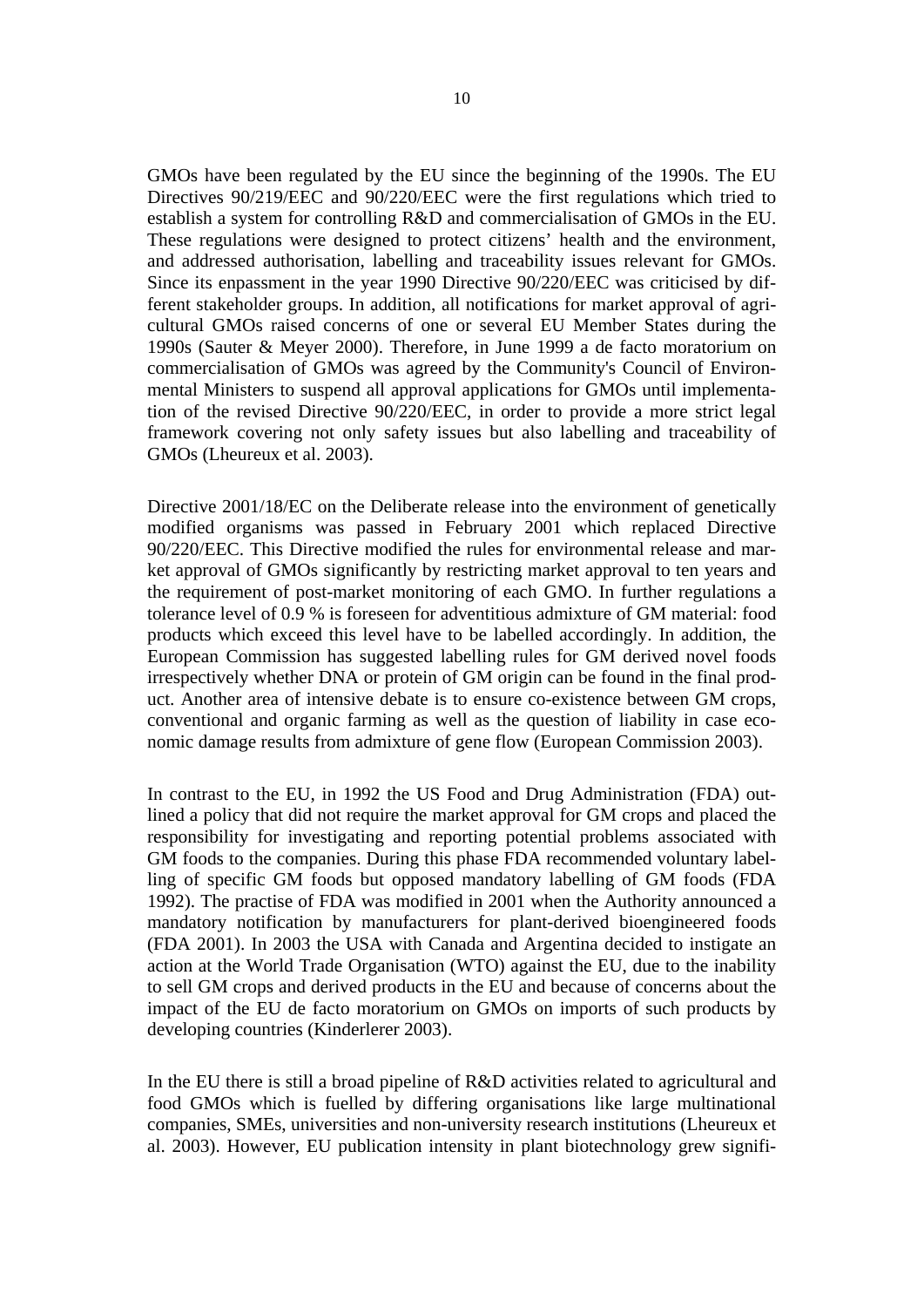GMOs have been regulated by the EU since the beginning of the 1990s. The EU Directives 90/219/EEC and 90/220/EEC were the first regulations which tried to establish a system for controlling R&D and commercialisation of GMOs in the EU. These regulations were designed to protect citizens' health and the environment, and addressed authorisation, labelling and traceability issues relevant for GMOs. Since its enpassment in the year 1990 Directive 90/220/EEC was criticised by different stakeholder groups. In addition, all notifications for market approval of agricultural GMOs raised concerns of one or several EU Member States during the 1990s (Sauter & Meyer 2000). Therefore, in June 1999 a de facto moratorium on commercialisation of GMOs was agreed by the Community's Council of Environmental Ministers to suspend all approval applications for GMOs until implementation of the revised Directive 90/220/EEC, in order to provide a more strict legal framework covering not only safety issues but also labelling and traceability of GMOs (Lheureux et al. 2003).

Directive 2001/18/EC on the Deliberate release into the environment of genetically modified organisms was passed in February 2001 which replaced Directive 90/220/EEC. This Directive modified the rules for environmental release and market approval of GMOs significantly by restricting market approval to ten years and the requirement of post-market monitoring of each GMO. In further regulations a tolerance level of 0.9 % is foreseen for adventitious admixture of GM material: food products which exceed this level have to be labelled accordingly. In addition, the European Commission has suggested labelling rules for GM derived novel foods irrespectively whether DNA or protein of GM origin can be found in the final product. Another area of intensive debate is to ensure co-existence between GM crops, conventional and organic farming as well as the question of liability in case economic damage results from admixture of gene flow (European Commission 2003).

In contrast to the EU, in 1992 the US Food and Drug Administration (FDA) outlined a policy that did not require the market approval for GM crops and placed the responsibility for investigating and reporting potential problems associated with GM foods to the companies. During this phase FDA recommended voluntary labelling of specific GM foods but opposed mandatory labelling of GM foods (FDA 1992). The practise of FDA was modified in 2001 when the Authority announced a mandatory notification by manufacturers for plant-derived bioengineered foods (FDA 2001). In 2003 the USA with Canada and Argentina decided to instigate an action at the World Trade Organisation (WTO) against the EU, due to the inability to sell GM crops and derived products in the EU and because of concerns about the impact of the EU de facto moratorium on GMOs on imports of such products by developing countries (Kinderlerer 2003).

In the EU there is still a broad pipeline of R&D activities related to agricultural and food GMOs which is fuelled by differing organisations like large multinational companies, SMEs, universities and non-university research institutions (Lheureux et al. 2003). However, EU publication intensity in plant biotechnology grew signifi-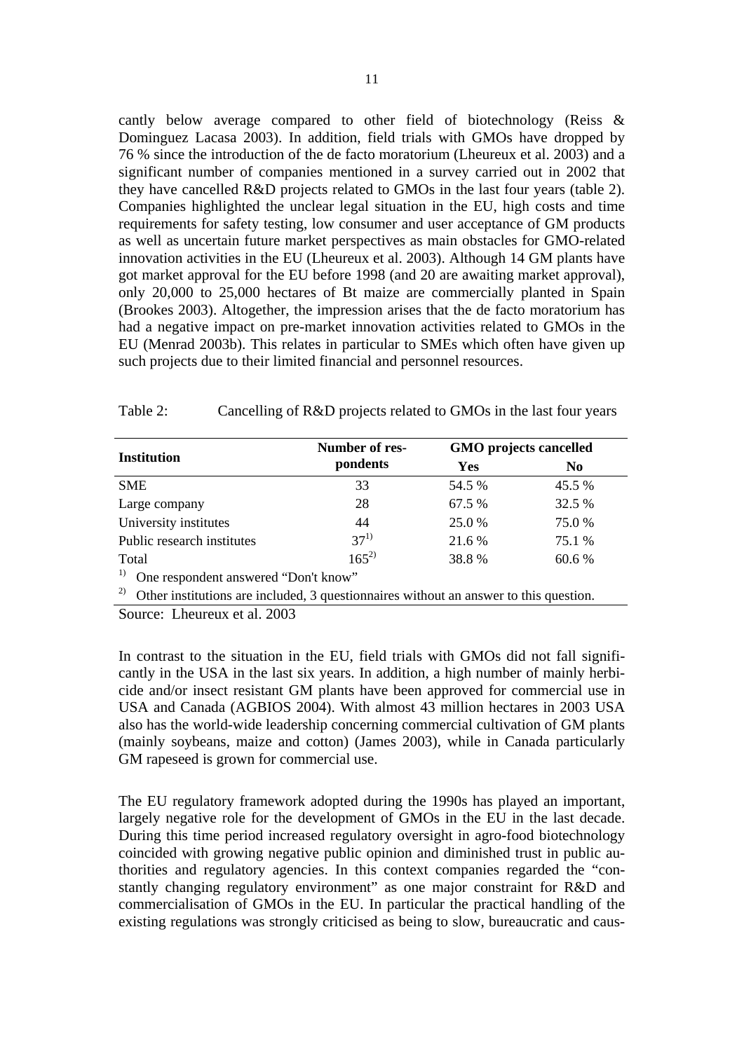cantly below average compared to other field of biotechnology (Reiss & Dominguez Lacasa 2003). In addition, field trials with GMOs have dropped by 76 % since the introduction of the de facto moratorium (Lheureux et al. 2003) and a significant number of companies mentioned in a survey carried out in 2002 that they have cancelled R&D projects related to GMOs in the last four years (table 2). Companies highlighted the unclear legal situation in the EU, high costs and time requirements for safety testing, low consumer and user acceptance of GM products as well as uncertain future market perspectives as main obstacles for GMO-related innovation activities in the EU (Lheureux et al. 2003). Although 14 GM plants have got market approval for the EU before 1998 (and 20 are awaiting market approval), only 20,000 to 25,000 hectares of Bt maize are commercially planted in Spain (Brookes 2003). Altogether, the impression arises that the de facto moratorium has had a negative impact on pre-market innovation activities related to GMOs in the EU (Menrad 2003b). This relates in particular to SMEs which often have given up such projects due to their limited financial and personnel resources.

Table 2: Cancelling of R&D projects related to GMOs in the last four years

| Institution | Number of respondents | GMO projects cancelled | |
|---|---|---|---|
| | | Yes | No |
| SME | 33 | 54.5 % | 45.5 % |
| Large company | 28 | 67.5 % | 32.5 % |
| University institutes | 44 | 25.0 % | 75.0 % |
| Public research institutes | 37[1)] | 21.6 % | 75.1 % |
| Total | 165[2)] | 38.8 % | 60.6 % |

1) One respondent answered "Don't know"

2) Other institutions are included, 3 questionnaires without an answer to this question.

Source: Lheureux et al. 2003

In contrast to the situation in the EU, field trials with GMOs did not fall significantly in the USA in the last six years. In addition, a high number of mainly herbicide and/or insect resistant GM plants have been approved for commercial use in USA and Canada (AGBIOS 2004). With almost 43 million hectares in 2003 USA also has the world-wide leadership concerning commercial cultivation of GM plants (mainly soybeans, maize and cotton) (James 2003), while in Canada particularly GM rapeseed is grown for commercial use.

The EU regulatory framework adopted during the 1990s has played an important, largely negative role for the development of GMOs in the EU in the last decade. During this time period increased regulatory oversight in agro-food biotechnology coincided with growing negative public opinion and diminished trust in public authorities and regulatory agencies. In this context companies regarded the "constantly changing regulatory environment" as one major constraint for R&D and commercialisation of GMOs in the EU. In particular the practical handling of the existing regulations was strongly criticised as being to slow, bureaucratic and caus-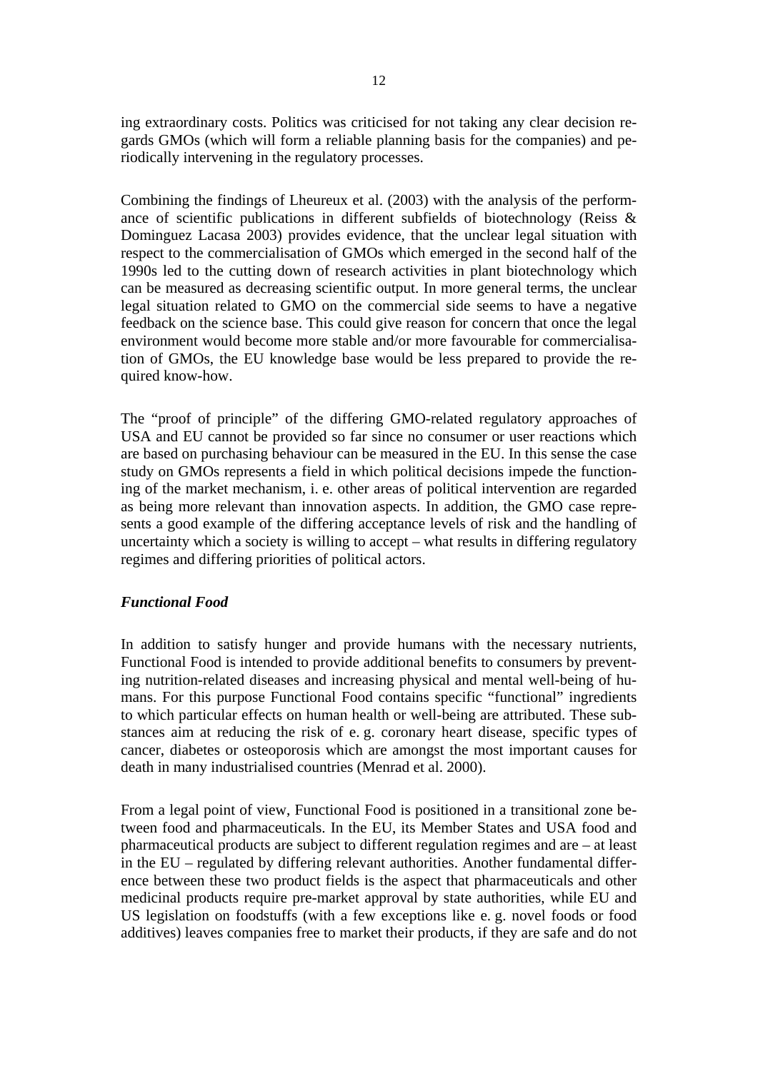ing extraordinary costs. Politics was criticised for not taking any clear decision regards GMOs (which will form a reliable planning basis for the companies) and periodically intervening in the regulatory processes.

Combining the findings of Lheureux et al. (2003) with the analysis of the performance of scientific publications in different subfields of biotechnology (Reiss & Dominguez Lacasa 2003) provides evidence, that the unclear legal situation with respect to the commercialisation of GMOs which emerged in the second half of the 1990s led to the cutting down of research activities in plant biotechnology which can be measured as decreasing scientific output. In more general terms, the unclear legal situation related to GMO on the commercial side seems to have a negative feedback on the science base. This could give reason for concern that once the legal environment would become more stable and/or more favourable for commercialisation of GMOs, the EU knowledge base would be less prepared to provide the required know-how.

The "proof of principle" of the differing GMO-related regulatory approaches of USA and EU cannot be provided so far since no consumer or user reactions which are based on purchasing behaviour can be measured in the EU. In this sense the case study on GMOs represents a field in which political decisions impede the functioning of the market mechanism, i. e. other areas of political intervention are regarded as being more relevant than innovation aspects. In addition, the GMO case represents a good example of the differing acceptance levels of risk and the handling of uncertainty which a society is willing to accept – what results in differing regulatory regimes and differing priorities of political actors.

***Functional Food***

In addition to satisfy hunger and provide humans with the necessary nutrients, Functional Food is intended to provide additional benefits to consumers by preventing nutrition-related diseases and increasing physical and mental well-being of humans. For this purpose Functional Food contains specific "functional" ingredients to which particular effects on human health or well-being are attributed. These substances aim at reducing the risk of e. g. coronary heart disease, specific types of cancer, diabetes or osteoporosis which are amongst the most important causes for death in many industrialised countries (Menrad et al. 2000).

From a legal point of view, Functional Food is positioned in a transitional zone between food and pharmaceuticals. In the EU, its Member States and USA food and pharmaceutical products are subject to different regulation regimes and are – at least in the EU – regulated by differing relevant authorities. Another fundamental difference between these two product fields is the aspect that pharmaceuticals and other medicinal products require pre-market approval by state authorities, while EU and US legislation on foodstuffs (with a few exceptions like e. g. novel foods or food additives) leaves companies free to market their products, if they are safe and do not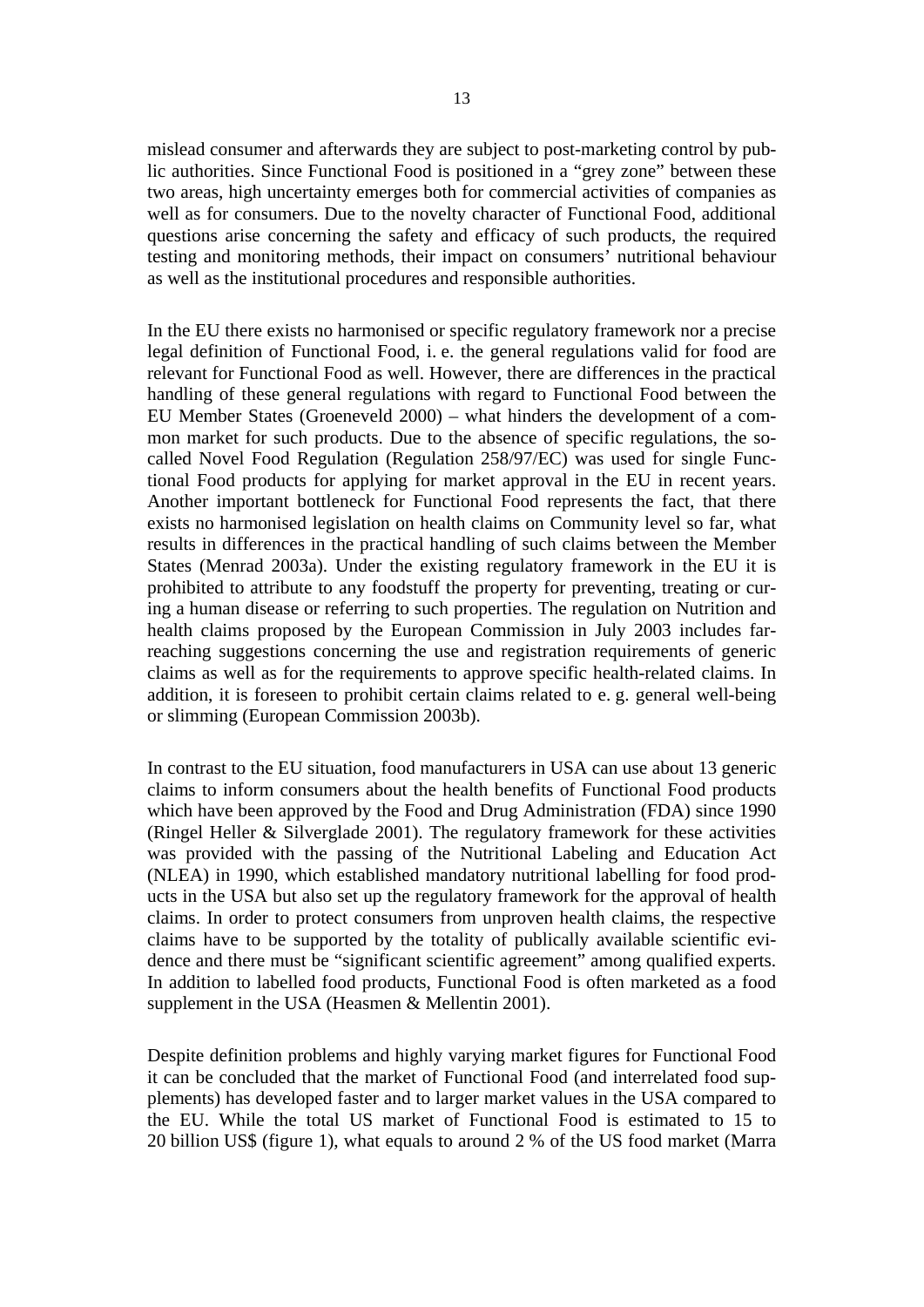mislead consumer and afterwards they are subject to post-marketing control by public authorities. Since Functional Food is positioned in a "grey zone" between these two areas, high uncertainty emerges both for commercial activities of companies as well as for consumers. Due to the novelty character of Functional Food, additional questions arise concerning the safety and efficacy of such products, the required testing and monitoring methods, their impact on consumers' nutritional behaviour as well as the institutional procedures and responsible authorities.

In the EU there exists no harmonised or specific regulatory framework nor a precise legal definition of Functional Food, i. e. the general regulations valid for food are relevant for Functional Food as well. However, there are differences in the practical handling of these general regulations with regard to Functional Food between the EU Member States (Groeneveld 2000) – what hinders the development of a common market for such products. Due to the absence of specific regulations, the so-called Novel Food Regulation (Regulation 258/97/EC) was used for single Functional Food products for applying for market approval in the EU in recent years. Another important bottleneck for Functional Food represents the fact, that there exists no harmonised legislation on health claims on Community level so far, what results in differences in the practical handling of such claims between the Member States (Menrad 2003a). Under the existing regulatory framework in the EU it is prohibited to attribute to any foodstuff the property for preventing, treating or curing a human disease or referring to such properties. The regulation on Nutrition and health claims proposed by the European Commission in July 2003 includes far-reaching suggestions concerning the use and registration requirements of generic claims as well as for the requirements to approve specific health-related claims. In addition, it is foreseen to prohibit certain claims related to e. g. general well-being or slimming (European Commission 2003b).

In contrast to the EU situation, food manufacturers in USA can use about 13 generic claims to inform consumers about the health benefits of Functional Food products which have been approved by the Food and Drug Administration (FDA) since 1990 (Ringel Heller & Silverglade 2001). The regulatory framework for these activities was provided with the passing of the Nutritional Labeling and Education Act (NLEA) in 1990, which established mandatory nutritional labelling for food products in the USA but also set up the regulatory framework for the approval of health claims. In order to protect consumers from unproven health claims, the respective claims have to be supported by the totality of publically available scientific evidence and there must be "significant scientific agreement" among qualified experts. In addition to labelled food products, Functional Food is often marketed as a food supplement in the USA (Heasmen & Mellentin 2001).

Despite definition problems and highly varying market figures for Functional Food it can be concluded that the market of Functional Food (and interrelated food supplements) has developed faster and to larger market values in the USA compared to the EU. While the total US market of Functional Food is estimated to 15 to 20 billion US$ (figure 1), what equals to around 2 % of the US food market (Marra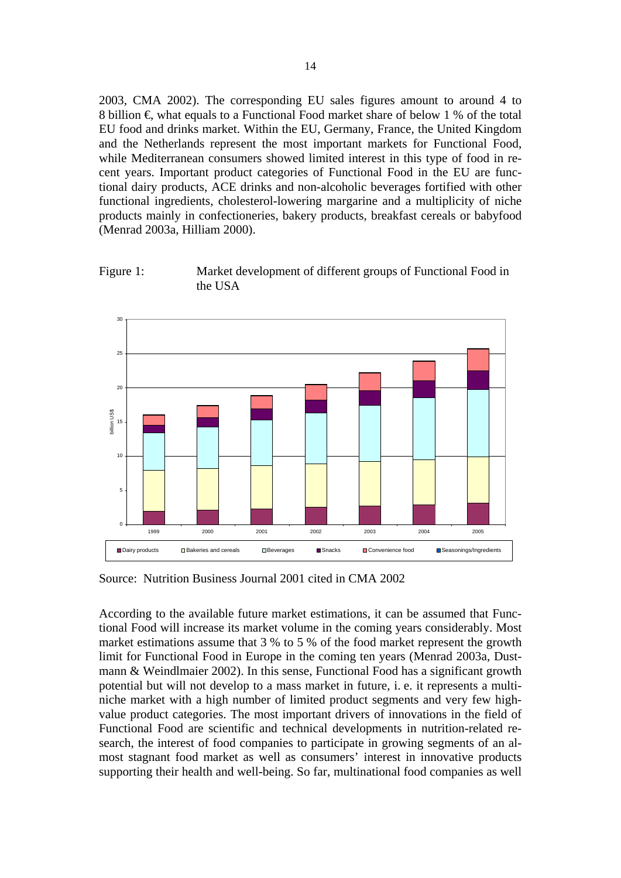2003, CMA 2002). The corresponding EU sales figures amount to around 4 to 8 billion €, what equals to a Functional Food market share of below 1 % of the total EU food and drinks market. Within the EU, Germany, France, the United Kingdom and the Netherlands represent the most important markets for Functional Food, while Mediterranean consumers showed limited interest in this type of food in recent years. Important product categories of Functional Food in the EU are functional dairy products, ACE drinks and non-alcoholic beverages fortified with other functional ingredients, cholesterol-lowering margarine and a multiplicity of niche products mainly in confectioneries, bakery products, breakfast cereals or babyfood (Menrad 2003a, Hilliam 2000).

Figure 1: Market development of different groups of Functional Food in the USA

Source: Nutrition Business Journal 2001 cited in CMA 2002

According to the available future market estimations, it can be assumed that Functional Food will increase its market volume in the coming years considerably. Most market estimations assume that 3 % to 5 % of the food market represent the growth limit for Functional Food in Europe in the coming ten years (Menrad 2003a, Dustmann & Weindlmaier 2002). In this sense, Functional Food has a significant growth potential but will not develop to a mass market in future, i. e. it represents a multi-niche market with a high number of limited product segments and very few high-value product categories. The most important drivers of innovations in the field of Functional Food are scientific and technical developments in nutrition-related research, the interest of food companies to participate in growing segments of an almost stagnant food market as well as consumers' interest in innovative products supporting their health and well-being. So far, multinational food companies as well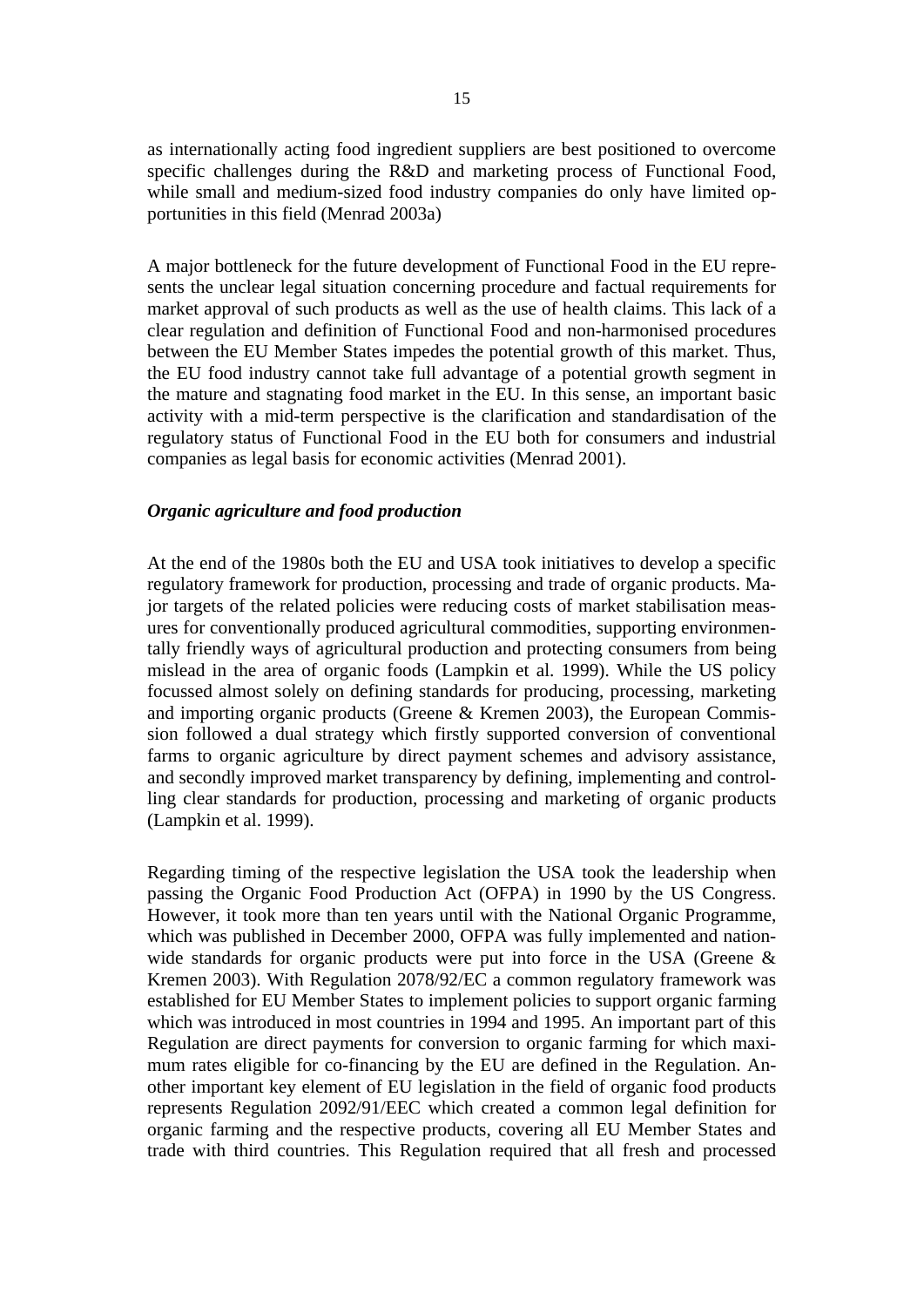as internationally acting food ingredient suppliers are best positioned to overcome specific challenges during the R&D and marketing process of Functional Food, while small and medium-sized food industry companies do only have limited opportunities in this field (Menrad 2003a)

A major bottleneck for the future development of Functional Food in the EU represents the unclear legal situation concerning procedure and factual requirements for market approval of such products as well as the use of health claims. This lack of a clear regulation and definition of Functional Food and non-harmonised procedures between the EU Member States impedes the potential growth of this market. Thus, the EU food industry cannot take full advantage of a potential growth segment in the mature and stagnating food market in the EU. In this sense, an important basic activity with a mid-term perspective is the clarification and standardisation of the regulatory status of Functional Food in the EU both for consumers and industrial companies as legal basis for economic activities (Menrad 2001).

***Organic agriculture and food production***

At the end of the 1980s both the EU and USA took initiatives to develop a specific regulatory framework for production, processing and trade of organic products. Major targets of the related policies were reducing costs of market stabilisation measures for conventionally produced agricultural commodities, supporting environmentally friendly ways of agricultural production and protecting consumers from being mislead in the area of organic foods (Lampkin et al. 1999). While the US policy focussed almost solely on defining standards for producing, processing, marketing and importing organic products (Greene & Kremen 2003), the European Commission followed a dual strategy which firstly supported conversion of conventional farms to organic agriculture by direct payment schemes and advisory assistance, and secondly improved market transparency by defining, implementing and controlling clear standards for production, processing and marketing of organic products (Lampkin et al. 1999).

Regarding timing of the respective legislation the USA took the leadership when passing the Organic Food Production Act (OFPA) in 1990 by the US Congress. However, it took more than ten years until with the National Organic Programme, which was published in December 2000, OFPA was fully implemented and nationwide standards for organic products were put into force in the USA (Greene & Kremen 2003). With Regulation 2078/92/EC a common regulatory framework was established for EU Member States to implement policies to support organic farming which was introduced in most countries in 1994 and 1995. An important part of this Regulation are direct payments for conversion to organic farming for which maximum rates eligible for co-financing by the EU are defined in the Regulation. Another important key element of EU legislation in the field of organic food products represents Regulation 2092/91/EEC which created a common legal definition for organic farming and the respective products, covering all EU Member States and trade with third countries. This Regulation required that all fresh and processed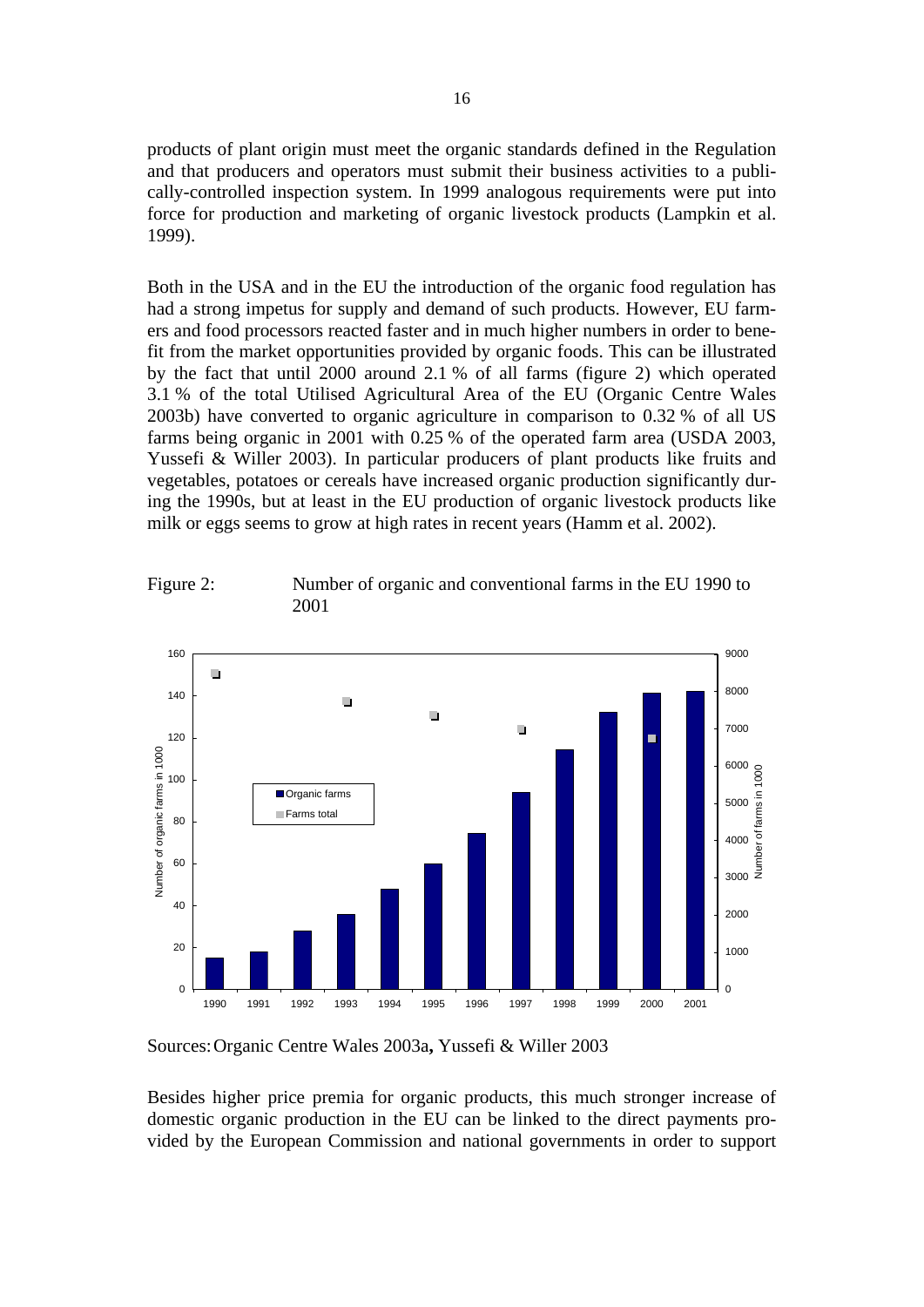products of plant origin must meet the organic standards defined in the Regulation and that producers and operators must submit their business activities to a publically-controlled inspection system. In 1999 analogous requirements were put into force for production and marketing of organic livestock products (Lampkin et al. 1999).

Both in the USA and in the EU the introduction of the organic food regulation has had a strong impetus for supply and demand of such products. However, EU farmers and food processors reacted faster and in much higher numbers in order to benefit from the market opportunities provided by organic foods. This can be illustrated by the fact that until 2000 around 2.1 % of all farms (figure 2) which operated 3.1 % of the total Utilised Agricultural Area of the EU (Organic Centre Wales 2003b) have converted to organic agriculture in comparison to 0.32 % of all US farms being organic in 2001 with 0.25 % of the operated farm area (USDA 2003, Yussefi & Willer 2003). In particular producers of plant products like fruits and vegetables, potatoes or cereals have increased organic production significantly during the 1990s, but at least in the EU production of organic livestock products like milk or eggs seems to grow at high rates in recent years (Hamm et al. 2002).

Figure 2: Number of organic and conventional farms in the EU 1990 to 2001

Sources: Organic Centre Wales 2003a**,** Yussefi & Willer 2003

Besides higher price premia for organic products, this much stronger increase of domestic organic production in the EU can be linked to the direct payments provided by the European Commission and national governments in order to support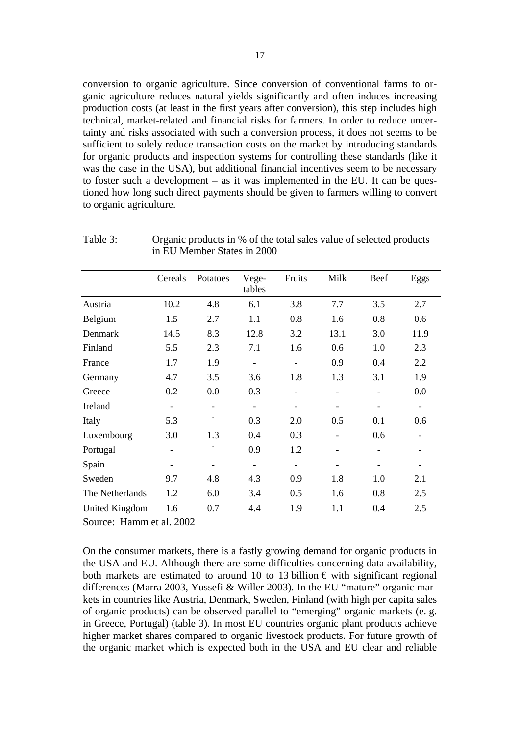conversion to organic agriculture. Since conversion of conventional farms to organic agriculture reduces natural yields significantly and often induces increasing production costs (at least in the first years after conversion), this step includes high technical, market-related and financial risks for farmers. In order to reduce uncertainty and risks associated with such a conversion process, it does not seems to be sufficient to solely reduce transaction costs on the market by introducing standards for organic products and inspection systems for controlling these standards (like it was the case in the USA), but additional financial incentives seem to be necessary to foster such a development – as it was implemented in the EU. It can be questioned how long such direct payments should be given to farmers willing to convert to organic agriculture.

Table 3: Organic products in % of the total sales value of selected products in EU Member States in 2000

| | Cereals | Potatoes | Vegetables | Fruits | Milk | Beef | Eggs |
|---|---|---|---|---|---|---|---|
| Austria | 10.2 | 4.8 | 6.1 | 3.8 | 7.7 | 3.5 | 2.7 |
| Belgium | 1.5 | 2.7 | 1.1 | 0.8 | 1.6 | 0.8 | 0.6 |
| Denmark | 14.5 | 8.3 | 12.8 | 3.2 | 13.1 | 3.0 | 11.9 |
| Finland | 5.5 | 2.3 | 7.1 | 1.6 | 0.6 | 1.0 | 2.3 |
| France | 1.7 | 1.9 | - | - | 0.9 | 0.4 | 2.2 |
| Germany | 4.7 | 3.5 | 3.6 | 1.8 | 1.3 | 3.1 | 1.9 |
| Greece | 0.2 | 0.0 | 0.3 | - | - | - | 0.0 |
| Ireland | - | - | - | - | - | - | - |
| Italy | 5.3 | - | 0.3 | 2.0 | 0.5 | 0.1 | 0.6 |
| Luxembourg | 3.0 | 1.3 | 0.4 | 0.3 | - | 0.6 | - |
| Portugal | - | - | 0.9 | 1.2 | - | - | - |
| Spain | - | - | - | - | - | - | - |
| Sweden | 9.7 | 4.8 | 4.3 | 0.9 | 1.8 | 1.0 | 2.1 |
| The Netherlands | 1.2 | 6.0 | 3.4 | 0.5 | 1.6 | 0.8 | 2.5 |
| United Kingdom | 1.6 | 0.7 | 4.4 | 1.9 | 1.1 | 0.4 | 2.5 |

Source: Hamm et al. 2002

On the consumer markets, there is a fastly growing demand for organic products in the USA and EU. Although there are some difficulties concerning data availability, both markets are estimated to around 10 to 13 billion € with significant regional differences (Marra 2003, Yussefi & Willer 2003). In the EU "mature" organic markets in countries like Austria, Denmark, Sweden, Finland (with high per capita sales of organic products) can be observed parallel to "emerging" organic markets (e. g. in Greece, Portugal) (table 3). In most EU countries organic plant products achieve higher market shares compared to organic livestock products. For future growth of the organic market which is expected both in the USA and EU clear and reliable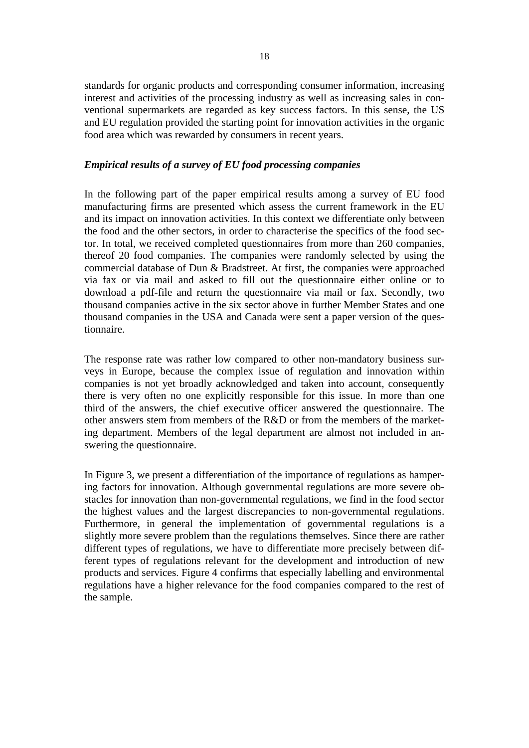standards for organic products and corresponding consumer information, increasing interest and activities of the processing industry as well as increasing sales in conventional supermarkets are regarded as key success factors. In this sense, the US and EU regulation provided the starting point for innovation activities in the organic food area which was rewarded by consumers in recent years.

### *Empirical results of a survey of EU food processing companies*

In the following part of the paper empirical results among a survey of EU food manufacturing firms are presented which assess the current framework in the EU and its impact on innovation activities. In this context we differentiate only between the food and the other sectors, in order to characterise the specifics of the food sector. In total, we received completed questionnaires from more than 260 companies, thereof 20 food companies. The companies were randomly selected by using the commercial database of Dun & Bradstreet. At first, the companies were approached via fax or via mail and asked to fill out the questionnaire either online or to download a pdf-file and return the questionnaire via mail or fax. Secondly, two thousand companies active in the six sector above in further Member States and one thousand companies in the USA and Canada were sent a paper version of the questionnaire.

The response rate was rather low compared to other non-mandatory business surveys in Europe, because the complex issue of regulation and innovation within companies is not yet broadly acknowledged and taken into account, consequently there is very often no one explicitly responsible for this issue. In more than one third of the answers, the chief executive officer answered the questionnaire. The other answers stem from members of the R&D or from the members of the marketing department. Members of the legal department are almost not included in answering the questionnaire.

In Figure 3, we present a differentiation of the importance of regulations as hampering factors for innovation. Although governmental regulations are more severe obstacles for innovation than non-governmental regulations, we find in the food sector the highest values and the largest discrepancies to non-governmental regulations. Furthermore, in general the implementation of governmental regulations is a slightly more severe problem than the regulations themselves. Since there are rather different types of regulations, we have to differentiate more precisely between different types of regulations relevant for the development and introduction of new products and services. Figure 4 confirms that especially labelling and environmental regulations have a higher relevance for the food companies compared to the rest of the sample.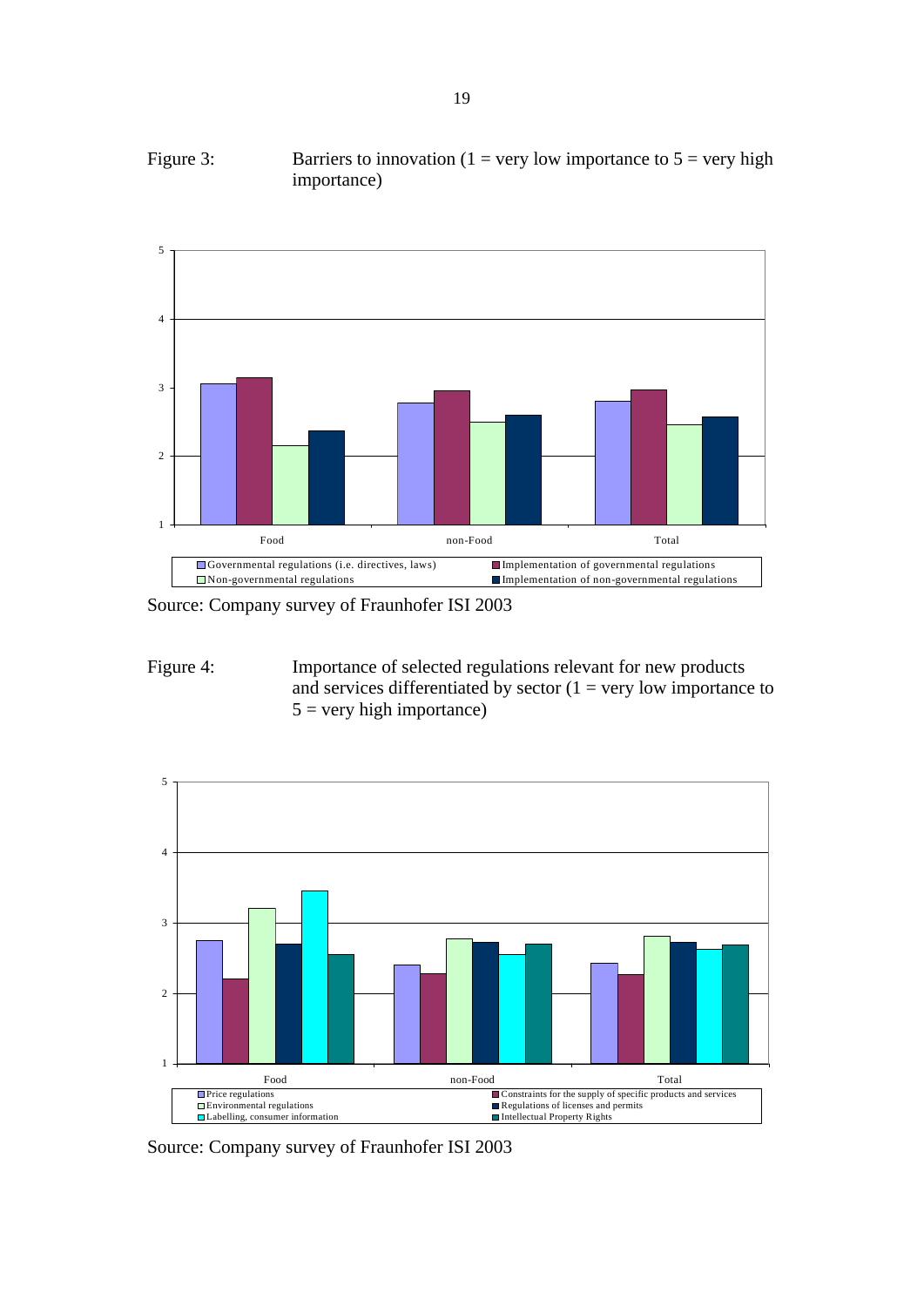Figure 3: Barriers to innovation (1 = very low importance to 5 = very high importance)

Source: Company survey of Fraunhofer ISI 2003

Figure 4: Importance of selected regulations relevant for new products and services differentiated by sector (1 = very low importance to 5 = very high importance)

Source: Company survey of Fraunhofer ISI 2003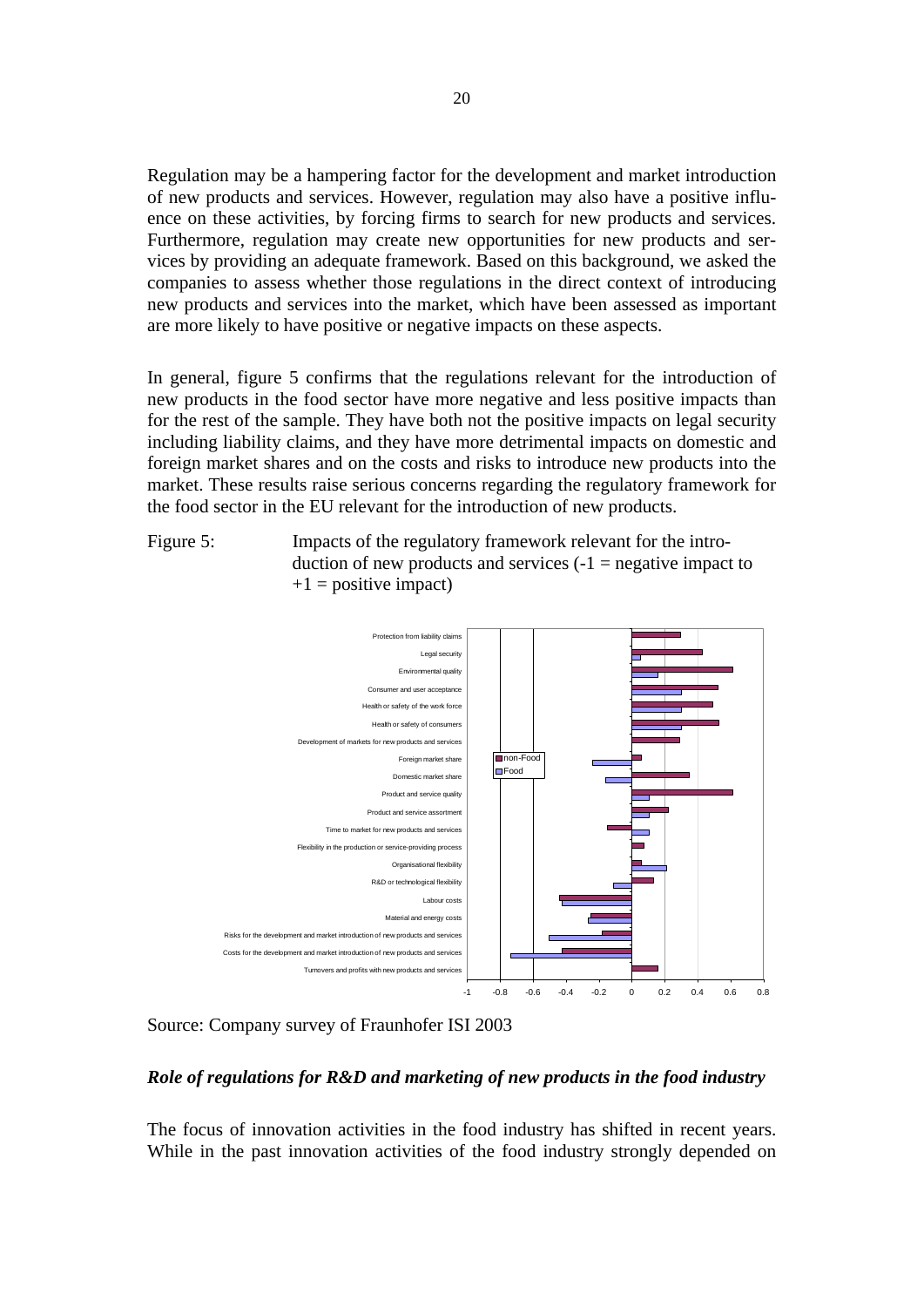Regulation may be a hampering factor for the development and market introduction of new products and services. However, regulation may also have a positive influence on these activities, by forcing firms to search for new products and services. Furthermore, regulation may create new opportunities for new products and services by providing an adequate framework. Based on this background, we asked the companies to assess whether those regulations in the direct context of introducing new products and services into the market, which have been assessed as important are more likely to have positive or negative impacts on these aspects.

In general, figure 5 confirms that the regulations relevant for the introduction of new products in the food sector have more negative and less positive impacts than for the rest of the sample. They have both not the positive impacts on legal security including liability claims, and they have more detrimental impacts on domestic and foreign market shares and on the costs and risks to introduce new products into the market. These results raise serious concerns regarding the regulatory framework for the food sector in the EU relevant for the introduction of new products.

Figure 5: Impacts of the regulatory framework relevant for the introduction of new products and services (-1 = negative impact to +1 = positive impact)

Source: Company survey of Fraunhofer ISI 2003

### *Role of regulations for R&D and marketing of new products in the food industry*

The focus of innovation activities in the food industry has shifted in recent years. While in the past innovation activities of the food industry strongly depended on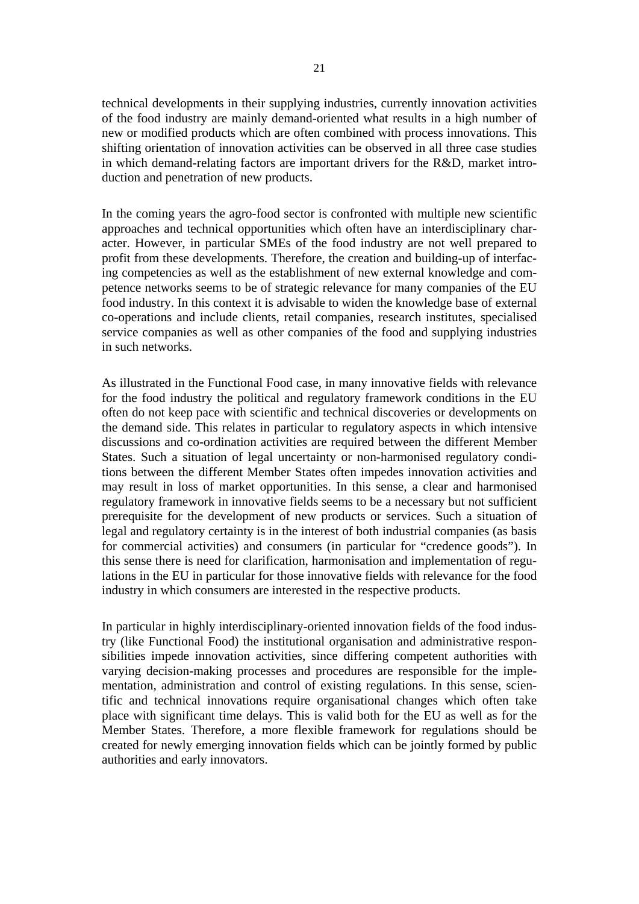technical developments in their supplying industries, currently innovation activities of the food industry are mainly demand-oriented what results in a high number of new or modified products which are often combined with process innovations. This shifting orientation of innovation activities can be observed in all three case studies in which demand-relating factors are important drivers for the R&D, market introduction and penetration of new products.

In the coming years the agro-food sector is confronted with multiple new scientific approaches and technical opportunities which often have an interdisciplinary character. However, in particular SMEs of the food industry are not well prepared to profit from these developments. Therefore, the creation and building-up of interfacing competencies as well as the establishment of new external knowledge and competence networks seems to be of strategic relevance for many companies of the EU food industry. In this context it is advisable to widen the knowledge base of external co-operations and include clients, retail companies, research institutes, specialised service companies as well as other companies of the food and supplying industries in such networks.

As illustrated in the Functional Food case, in many innovative fields with relevance for the food industry the political and regulatory framework conditions in the EU often do not keep pace with scientific and technical discoveries or developments on the demand side. This relates in particular to regulatory aspects in which intensive discussions and co-ordination activities are required between the different Member States. Such a situation of legal uncertainty or non-harmonised regulatory conditions between the different Member States often impedes innovation activities and may result in loss of market opportunities. In this sense, a clear and harmonised regulatory framework in innovative fields seems to be a necessary but not sufficient prerequisite for the development of new products or services. Such a situation of legal and regulatory certainty is in the interest of both industrial companies (as basis for commercial activities) and consumers (in particular for "credence goods"). In this sense there is need for clarification, harmonisation and implementation of regulations in the EU in particular for those innovative fields with relevance for the food industry in which consumers are interested in the respective products.

In particular in highly interdisciplinary-oriented innovation fields of the food industry (like Functional Food) the institutional organisation and administrative responsibilities impede innovation activities, since differing competent authorities with varying decision-making processes and procedures are responsible for the implementation, administration and control of existing regulations. In this sense, scientific and technical innovations require organisational changes which often take place with significant time delays. This is valid both for the EU as well as for the Member States. Therefore, a more flexible framework for regulations should be created for newly emerging innovation fields which can be jointly formed by public authorities and early innovators.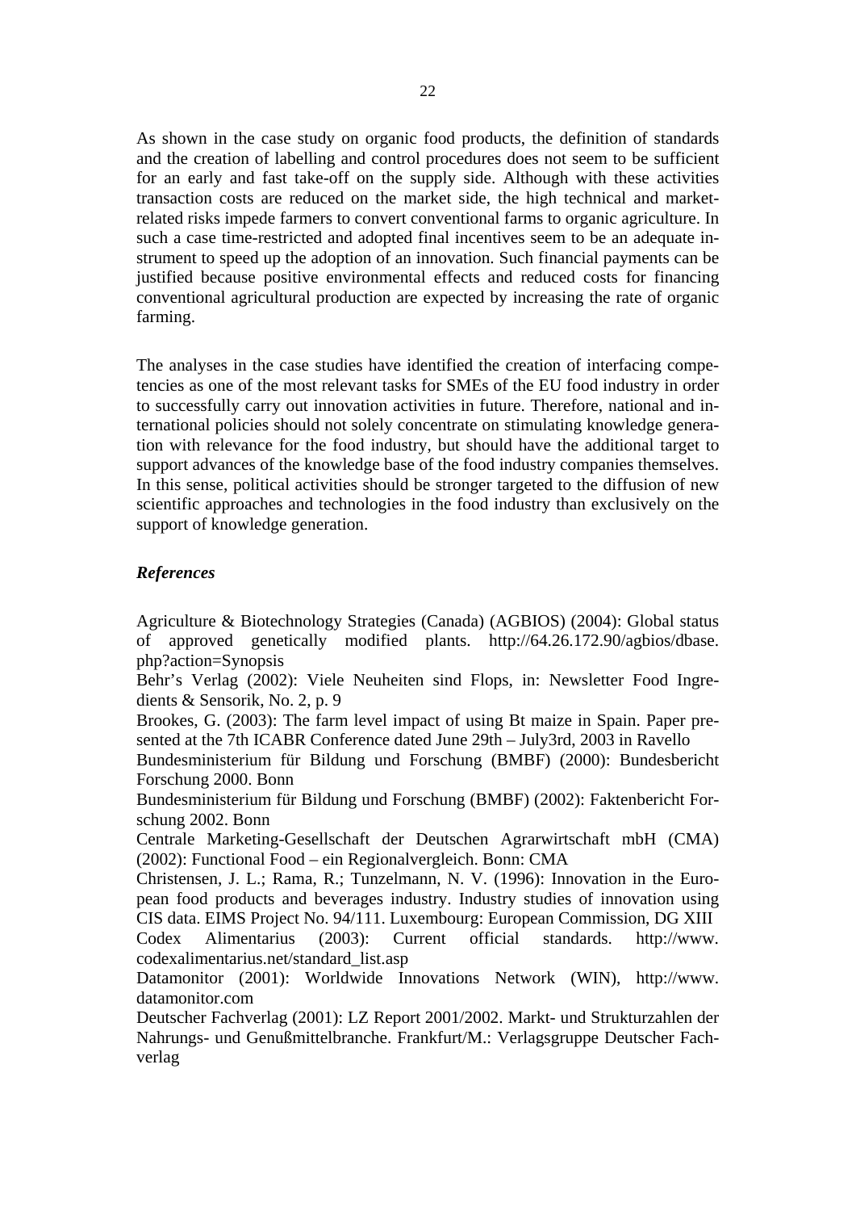As shown in the case study on organic food products, the definition of standards and the creation of labelling and control procedures does not seem to be sufficient for an early and fast take-off on the supply side. Although with these activities transaction costs are reduced on the market side, the high technical and market-related risks impede farmers to convert conventional farms to organic agriculture. In such a case time-restricted and adopted final incentives seem to be an adequate instrument to speed up the adoption of an innovation. Such financial payments can be justified because positive environmental effects and reduced costs for financing conventional agricultural production are expected by increasing the rate of organic farming.

The analyses in the case studies have identified the creation of interfacing competencies as one of the most relevant tasks for SMEs of the EU food industry in order to successfully carry out innovation activities in future. Therefore, national and international policies should not solely concentrate on stimulating knowledge generation with relevance for the food industry, but should have the additional target to support advances of the knowledge base of the food industry companies themselves. In this sense, political activities should be stronger targeted to the diffusion of new scientific approaches and technologies in the food industry than exclusively on the support of knowledge generation.

### *References*

Agriculture & Biotechnology Strategies (Canada) (AGBIOS) (2004): Global status of approved genetically modified plants. http://64.26.172.90/agbios/dbase.php?action=Synopsis

Behr's Verlag (2002): Viele Neuheiten sind Flops, in: Newsletter Food Ingredients & Sensorik, No. 2, p. 9

Brookes, G. (2003): The farm level impact of using Bt maize in Spain. Paper presented at the 7th ICABR Conference dated June 29th – July3rd, 2003 in Ravello

Bundesministerium für Bildung und Forschung (BMBF) (2000): Bundesbericht Forschung 2000. Bonn

Bundesministerium für Bildung und Forschung (BMBF) (2002): Faktenbericht Forschung 2002. Bonn

Centrale Marketing-Gesellschaft der Deutschen Agrarwirtschaft mbH (CMA) (2002): Functional Food – ein Regionalvergleich. Bonn: CMA

Christensen, J. L.; Rama, R.; Tunzelmann, N. V. (1996): Innovation in the European food products and beverages industry. Industry studies of innovation using CIS data. EIMS Project No. 94/111. Luxembourg: European Commission, DG XIII

Codex Alimentarius (2003): Current official standards. http://www.codexalimentarius.net/standard_list.asp

Datamonitor (2001): Worldwide Innovations Network (WIN), http://www.datamonitor.com

Deutscher Fachverlag (2001): LZ Report 2001/2002. Markt- und Strukturzahlen der Nahrungs- und Genußmittelbranche. Frankfurt/M.: Verlagsgruppe Deutscher Fachverlag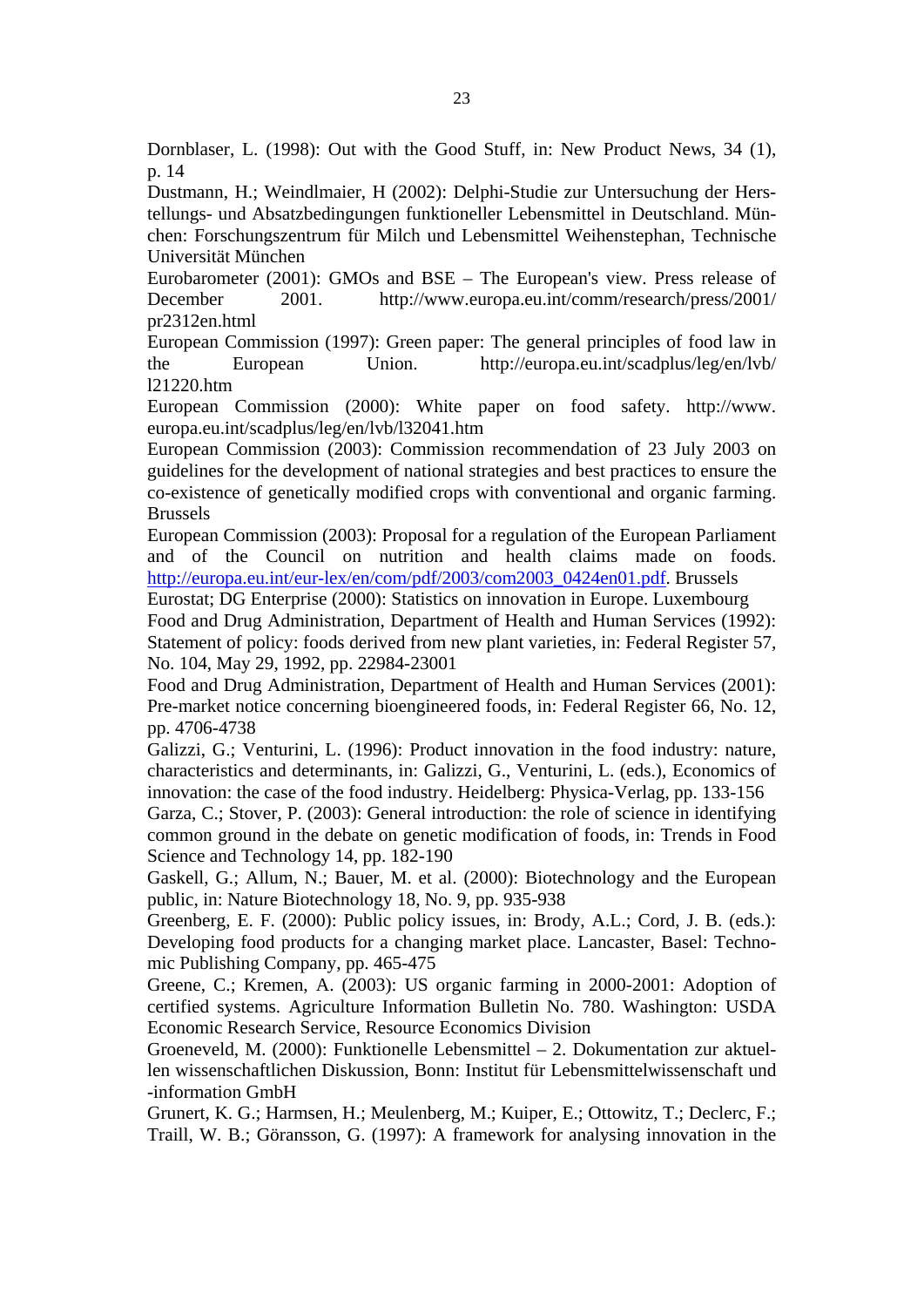Dornblaser, L. (1998): Out with the Good Stuff, in: New Product News, 34 (1), p. 14

Dustmann, H.; Weindlmaier, H (2002): Delphi-Studie zur Untersuchung der Herstellungs- und Absatzbedingungen funktioneller Lebensmittel in Deutschland. München: Forschungszentrum für Milch und Lebensmittel Weihenstephan, Technische Universität München

Eurobarometer (2001): GMOs and BSE – The European's view. Press release of December 2001. http://www.europa.eu.int/comm/research/press/2001/pr2312en.html

European Commission (1997): Green paper: The general principles of food law in the European Union. http://europa.eu.int/scadplus/leg/en/lvb/l21220.htm

European Commission (2000): White paper on food safety. http://www.europa.eu.int/scadplus/leg/en/lvb/l32041.htm

European Commission (2003): Commission recommendation of 23 July 2003 on guidelines for the development of national strategies and best practices to ensure the co-existence of genetically modified crops with conventional and organic farming. Brussels

European Commission (2003): Proposal for a regulation of the European Parliament and of the Council on nutrition and health claims made on foods. http://europa.eu.int/eur-lex/en/com/pdf/2003/com2003_0424en01.pdf. Brussels

Eurostat; DG Enterprise (2000): Statistics on innovation in Europe. Luxembourg

Food and Drug Administration, Department of Health and Human Services (1992): Statement of policy: foods derived from new plant varieties, in: Federal Register 57, No. 104, May 29, 1992, pp. 22984-23001

Food and Drug Administration, Department of Health and Human Services (2001): Pre-market notice concerning bioengineered foods, in: Federal Register 66, No. 12, pp. 4706-4738

Galizzi, G.; Venturini, L. (1996): Product innovation in the food industry: nature, characteristics and determinants, in: Galizzi, G., Venturini, L. (eds.), Economics of innovation: the case of the food industry. Heidelberg: Physica-Verlag, pp. 133-156

Garza, C.; Stover, P. (2003): General introduction: the role of science in identifying common ground in the debate on genetic modification of foods, in: Trends in Food Science and Technology 14, pp. 182-190

Gaskell, G.; Allum, N.; Bauer, M. et al. (2000): Biotechnology and the European public, in: Nature Biotechnology 18, No. 9, pp. 935-938

Greenberg, E. F. (2000): Public policy issues, in: Brody, A.L.; Cord, J. B. (eds.): Developing food products for a changing market place. Lancaster, Basel: Technomic Publishing Company, pp. 465-475

Greene, C.; Kremen, A. (2003): US organic farming in 2000-2001: Adoption of certified systems. Agriculture Information Bulletin No. 780. Washington: USDA Economic Research Service, Resource Economics Division

Groeneveld, M. (2000): Funktionelle Lebensmittel – 2. Dokumentation zur aktuellen wissenschaftlichen Diskussion, Bonn: Institut für Lebensmittelwissenschaft und -information GmbH

Grunert, K. G.; Harmsen, H.; Meulenberg, M.; Kuiper, E.; Ottowitz, T.; Declerc, F.; Traill, W. B.; Göransson, G. (1997): A framework for analysing innovation in the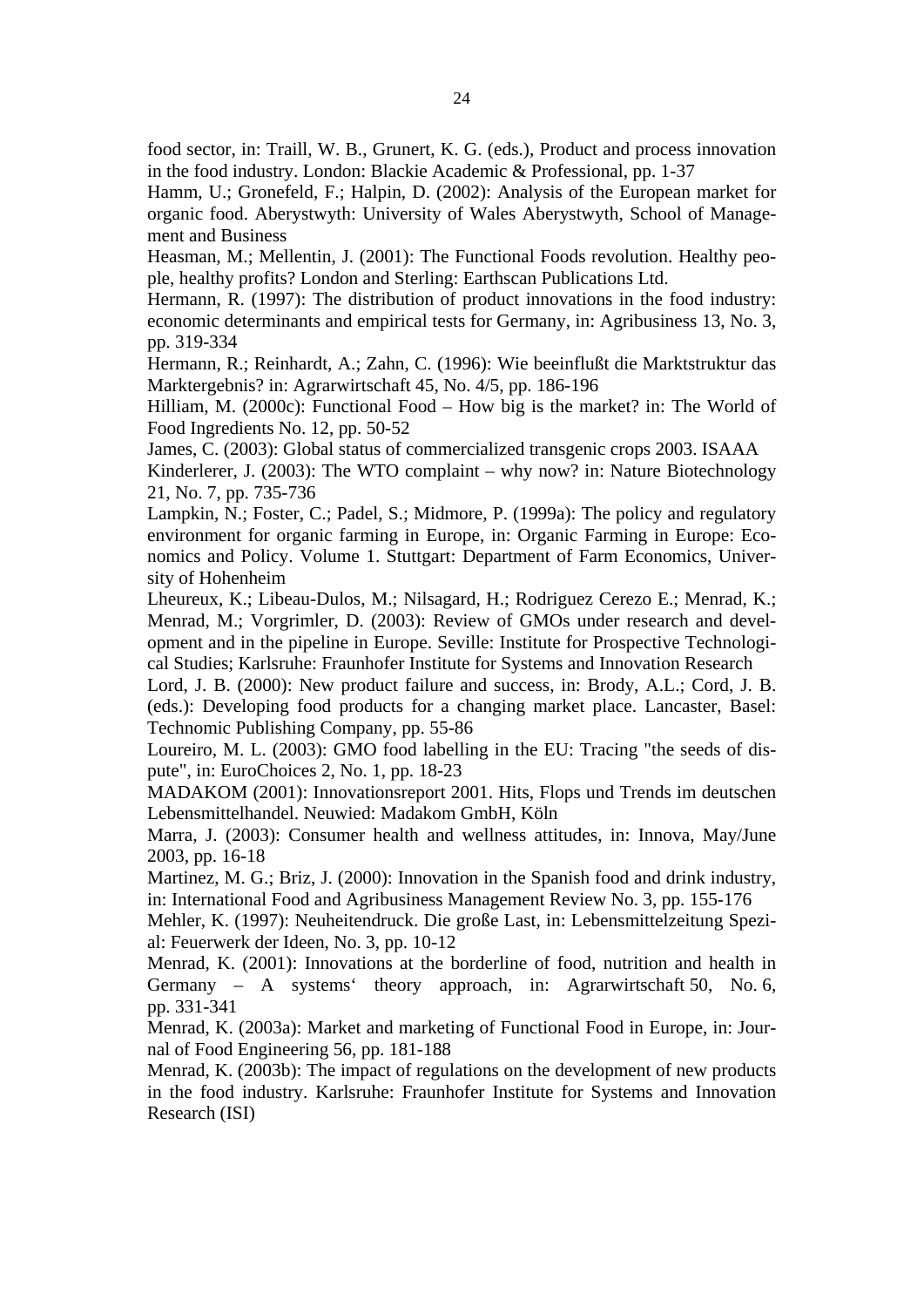food sector, in: Traill, W. B., Grunert, K. G. (eds.), Product and process innovation in the food industry. London: Blackie Academic & Professional, pp. 1-37

Hamm, U.; Gronefeld, F.; Halpin, D. (2002): Analysis of the European market for organic food. Aberystwyth: University of Wales Aberystwyth, School of Management and Business

Heasman, M.; Mellentin, J. (2001): The Functional Foods revolution. Healthy people, healthy profits? London and Sterling: Earthscan Publications Ltd.

Hermann, R. (1997): The distribution of product innovations in the food industry: economic determinants and empirical tests for Germany, in: Agribusiness 13, No. 3, pp. 319-334

Hermann, R.; Reinhardt, A.; Zahn, C. (1996): Wie beeinflußt die Marktstruktur das Marktergebnis? in: Agrarwirtschaft 45, No. 4/5, pp. 186-196

Hilliam, M. (2000c): Functional Food – How big is the market? in: The World of Food Ingredients No. 12, pp. 50-52

James, C. (2003): Global status of commercialized transgenic crops 2003. ISAAA

Kinderlerer, J. (2003): The WTO complaint – why now? in: Nature Biotechnology 21, No. 7, pp. 735-736

Lampkin, N.; Foster, C.; Padel, S.; Midmore, P. (1999a): The policy and regulatory environment for organic farming in Europe, in: Organic Farming in Europe: Economics and Policy. Volume 1. Stuttgart: Department of Farm Economics, University of Hohenheim

Lheureux, K.; Libeau-Dulos, M.; Nilsagard, H.; Rodriguez Cerezo E.; Menrad, K.; Menrad, M.; Vorgrimler, D. (2003): Review of GMOs under research and development and in the pipeline in Europe. Seville: Institute for Prospective Technological Studies; Karlsruhe: Fraunhofer Institute for Systems and Innovation Research

Lord, J. B. (2000): New product failure and success, in: Brody, A.L.; Cord, J. B. (eds.): Developing food products for a changing market place. Lancaster, Basel: Technomic Publishing Company, pp. 55-86

Loureiro, M. L. (2003): GMO food labelling in the EU: Tracing "the seeds of dispute", in: EuroChoices 2, No. 1, pp. 18-23

MADAKOM (2001): Innovationsreport 2001. Hits, Flops und Trends im deutschen Lebensmittelhandel. Neuwied: Madakom GmbH, Köln

Marra, J. (2003): Consumer health and wellness attitudes, in: Innova, May/June 2003, pp. 16-18

Martinez, M. G.; Briz, J. (2000): Innovation in the Spanish food and drink industry, in: International Food and Agribusiness Management Review No. 3, pp. 155-176

Mehler, K. (1997): Neuheitendruck. Die große Last, in: Lebensmittelzeitung Spezial: Feuerwerk der Ideen, No. 3, pp. 10-12

Menrad, K. (2001): Innovations at the borderline of food, nutrition and health in Germany – A systems‘ theory approach, in: Agrarwirtschaft 50, No. 6, pp. 331-341

Menrad, K. (2003a): Market and marketing of Functional Food in Europe, in: Journal of Food Engineering 56, pp. 181-188

Menrad, K. (2003b): The impact of regulations on the development of new products in the food industry. Karlsruhe: Fraunhofer Institute for Systems and Innovation Research (ISI)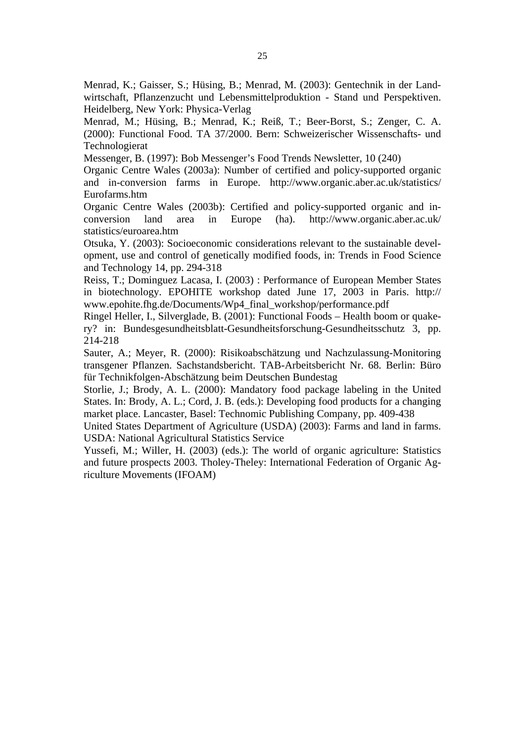Menrad, K.; Gaisser, S.; Hüsing, B.; Menrad, M. (2003): Gentechnik in der Landwirtschaft, Pflanzenzucht und Lebensmittelproduktion - Stand und Perspektiven. Heidelberg, New York: Physica-Verlag

Menrad, M.; Hüsing, B.; Menrad, K.; Reiß, T.; Beer-Borst, S.; Zenger, C. A. (2000): Functional Food. TA 37/2000. Bern: Schweizerischer Wissenschafts- und Technologierat

Messenger, B. (1997): Bob Messenger's Food Trends Newsletter, 10 (240)

Organic Centre Wales (2003a): Number of certified and policy-supported organic and in-conversion farms in Europe. http://www.organic.aber.ac.uk/statistics/Eurofarms.htm

Organic Centre Wales (2003b): Certified and policy-supported organic and in-conversion land area in Europe (ha). http://www.organic.aber.ac.uk/statistics/euroarea.htm

Otsuka, Y. (2003): Socioeconomic considerations relevant to the sustainable development, use and control of genetically modified foods, in: Trends in Food Science and Technology 14, pp. 294-318

Reiss, T.; Dominguez Lacasa, I. (2003) : Performance of European Member States in biotechnology. EPOHITE workshop dated June 17, 2003 in Paris. http://www.epohite.fhg.de/Documents/Wp4_final_workshop/performance.pdf

Ringel Heller, I., Silverglade, B. (2001): Functional Foods – Health boom or quakery? in: Bundesgesundheitsblatt-Gesundheitsforschung-Gesundheitsschutz 3, pp. 214-218

Sauter, A.; Meyer, R. (2000): Risikoabschätzung und Nachzulassung-Monitoring transgener Pflanzen. Sachstandsbericht. TAB-Arbeitsbericht Nr. 68. Berlin: Büro für Technikfolgen-Abschätzung beim Deutschen Bundestag

Storlie, J.; Brody, A. L. (2000): Mandatory food package labeling in the United States. In: Brody, A. L.; Cord, J. B. (eds.): Developing food products for a changing market place. Lancaster, Basel: Technomic Publishing Company, pp. 409-438

United States Department of Agriculture (USDA) (2003): Farms and land in farms. USDA: National Agricultural Statistics Service

Yussefi, M.; Willer, H. (2003) (eds.): The world of organic agriculture: Statistics and future prospects 2003. Tholey-Theley: International Federation of Organic Agriculture Movements (IFOAM)